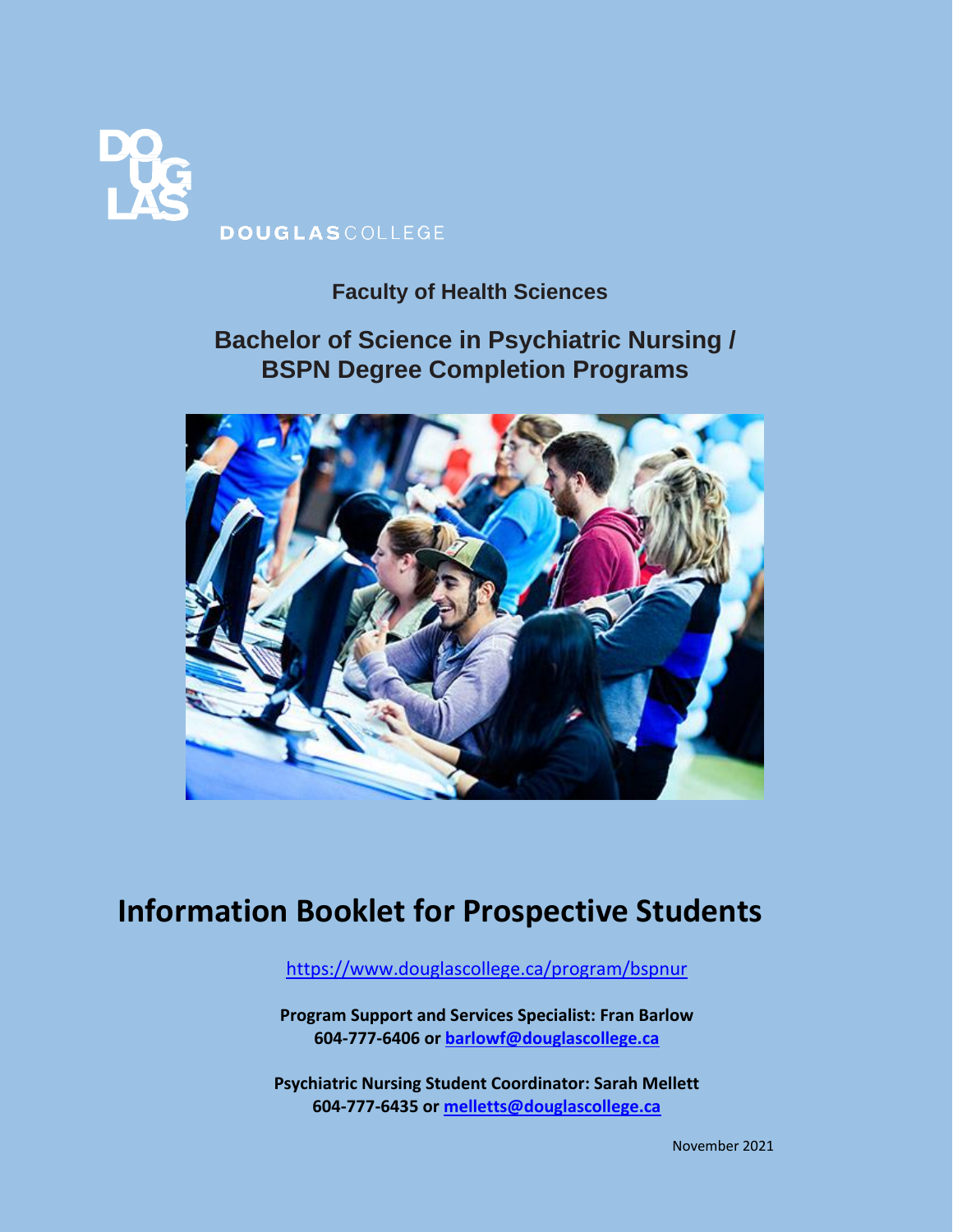DOUGLAS COLLEGE

## Faculty of Health Sciences

# Bachelor of Science in Psychiatric Nursing / BSPN Degree Completion Programs

# Information Booklet for Prospective Students

https://www.douglascollege.ca/program/bspnur

**Program Support and Services Specialist: Fran Barlow**
**604-777-6406 or barlowf@douglascollege.ca**

**Psychiatric Nursing Student Coordinator: Sarah Mellett**
**604-777-6435 or melletts@douglascollege.ca**

November 2021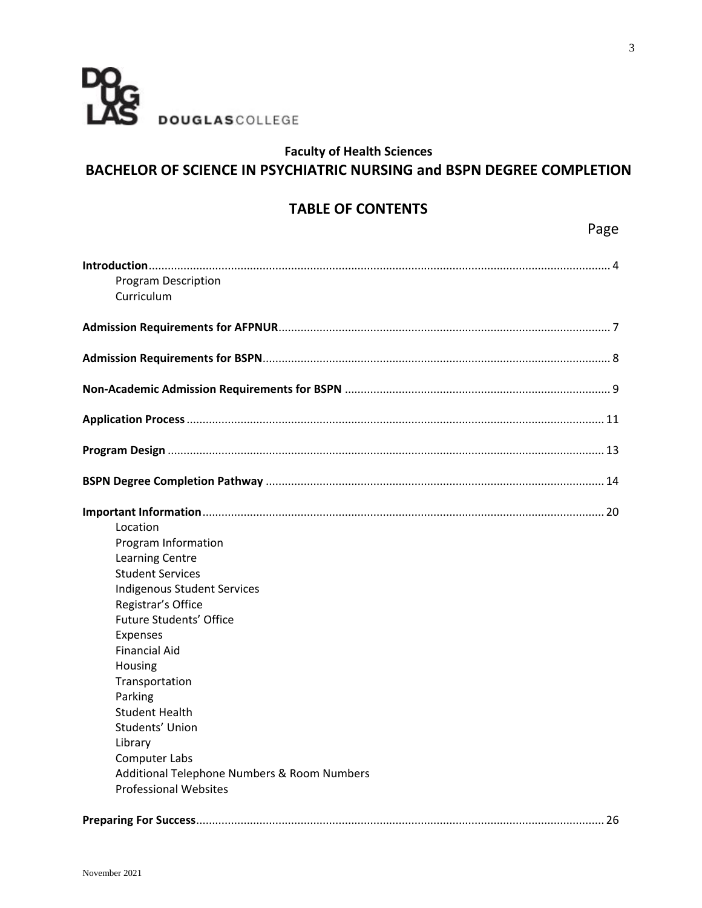DOUGLASCOLLEGE

**Faculty of Health Sciences**

# BACHELOR OF SCIENCE IN PSYCHIATRIC NURSING and BSPN DEGREE COMPLETION

## TABLE OF CONTENTS

| | Page |
|---|---|
| **Introduction** | 4 |
| Program Description | |
| Curriculum | |
| **Admission Requirements for AFPNUR** | 7 |
| **Admission Requirements for BSPN** | 8 |
| **Non-Academic Admission Requirements for BSPN** | 9 |
| **Application Process** | 11 |
| **Program Design** | 13 |
| **BSPN Degree Completion Pathway** | 14 |
| **Important Information** | 20 |
| Location | |
| Program Information | |
| Learning Centre | |
| Student Services | |
| Indigenous Student Services | |
| Registrar's Office | |
| Future Students' Office | |
| Expenses | |
| Financial Aid | |
| Housing | |
| Transportation | |
| Parking | |
| Student Health | |
| Students' Union | |
| Library | |
| Computer Labs | |
| Additional Telephone Numbers & Room Numbers | |
| Professional Websites | |
| **Preparing For Success** | 26 |

November 2021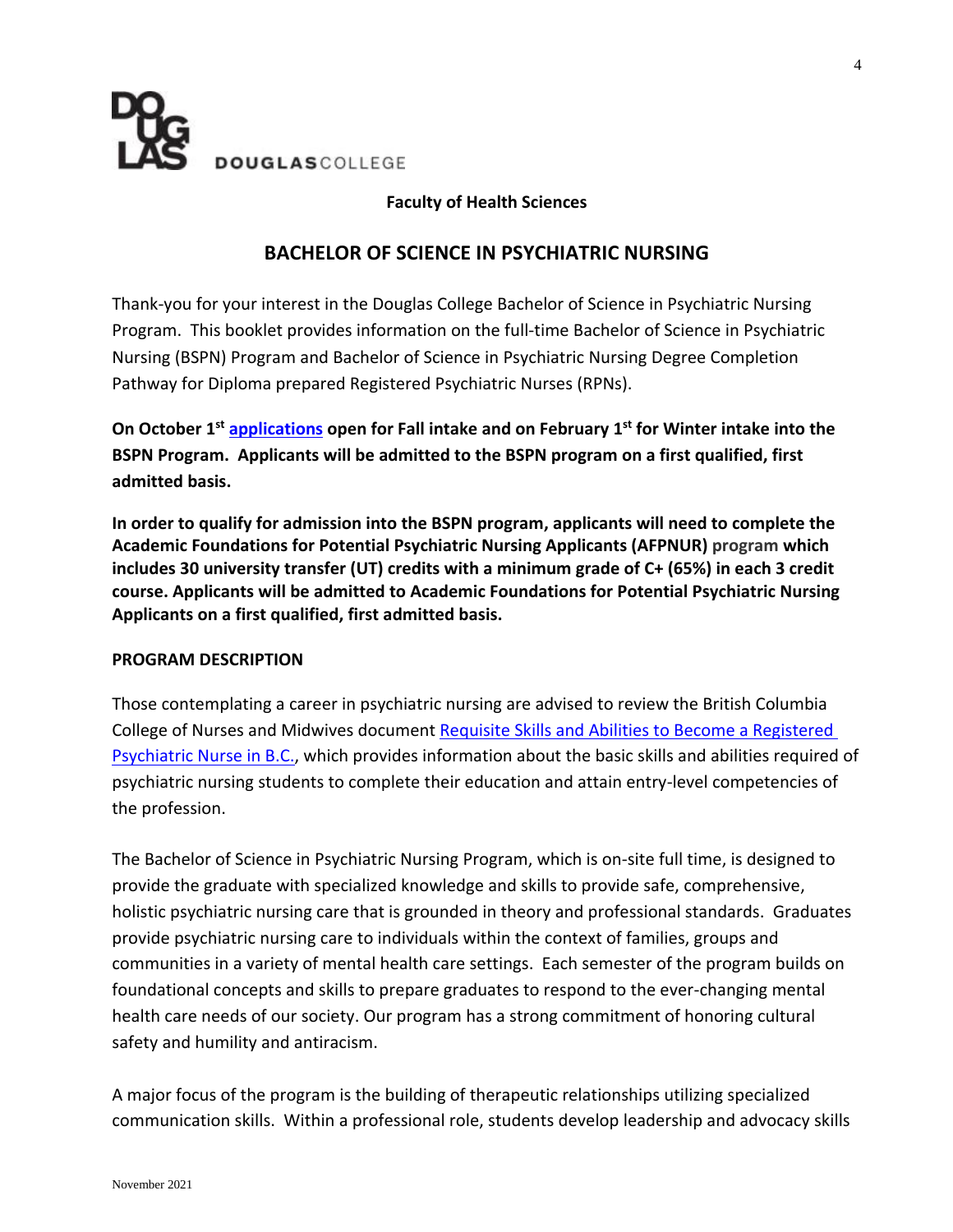DOUGLASCOLLEGE

**Faculty of Health Sciences**

## BACHELOR OF SCIENCE IN PSYCHIATRIC NURSING

Thank-you for your interest in the Douglas College Bachelor of Science in Psychiatric Nursing Program. This booklet provides information on the full-time Bachelor of Science in Psychiatric Nursing (BSPN) Program and Bachelor of Science in Psychiatric Nursing Degree Completion Pathway for Diploma prepared Registered Psychiatric Nurses (RPNs).

**On October 1st applications open for Fall intake and on February 1st for Winter intake into the BSPN Program. Applicants will be admitted to the BSPN program on a first qualified, first admitted basis.**

**In order to qualify for admission into the BSPN program, applicants will need to complete the Academic Foundations for Potential Psychiatric Nursing Applicants (AFPNUR) program which includes 30 university transfer (UT) credits with a minimum grade of C+ (65%) in each 3 credit course. Applicants will be admitted to Academic Foundations for Potential Psychiatric Nursing Applicants on a first qualified, first admitted basis.**

### PROGRAM DESCRIPTION

Those contemplating a career in psychiatric nursing are advised to review the British Columbia College of Nurses and Midwives document Requisite Skills and Abilities to Become a Registered Psychiatric Nurse in B.C., which provides information about the basic skills and abilities required of psychiatric nursing students to complete their education and attain entry-level competencies of the profession.

The Bachelor of Science in Psychiatric Nursing Program, which is on-site full time, is designed to provide the graduate with specialized knowledge and skills to provide safe, comprehensive, holistic psychiatric nursing care that is grounded in theory and professional standards. Graduates provide psychiatric nursing care to individuals within the context of families, groups and communities in a variety of mental health care settings. Each semester of the program builds on foundational concepts and skills to prepare graduates to respond to the ever-changing mental health care needs of our society. Our program has a strong commitment of honoring cultural safety and humility and antiracism.

A major focus of the program is the building of therapeutic relationships utilizing specialized communication skills. Within a professional role, students develop leadership and advocacy skills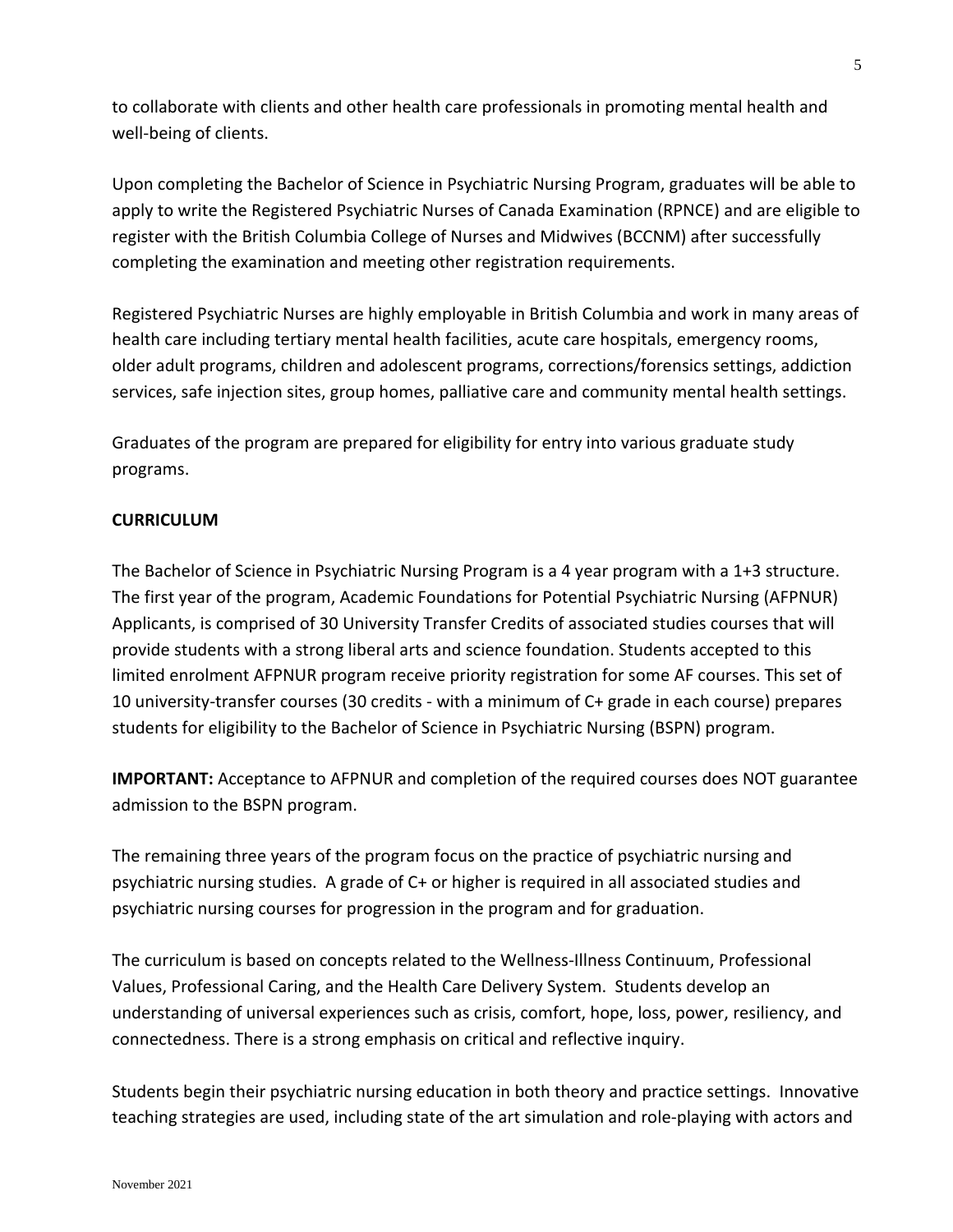to collaborate with clients and other health care professionals in promoting mental health and well-being of clients.

Upon completing the Bachelor of Science in Psychiatric Nursing Program, graduates will be able to apply to write the Registered Psychiatric Nurses of Canada Examination (RPNCE) and are eligible to register with the British Columbia College of Nurses and Midwives (BCCNM) after successfully completing the examination and meeting other registration requirements.

Registered Psychiatric Nurses are highly employable in British Columbia and work in many areas of health care including tertiary mental health facilities, acute care hospitals, emergency rooms, older adult programs, children and adolescent programs, corrections/forensics settings, addiction services, safe injection sites, group homes, palliative care and community mental health settings.

Graduates of the program are prepared for eligibility for entry into various graduate study programs.

**CURRICULUM**

The Bachelor of Science in Psychiatric Nursing Program is a 4 year program with a 1+3 structure. The first year of the program, Academic Foundations for Potential Psychiatric Nursing (AFPNUR) Applicants, is comprised of 30 University Transfer Credits of associated studies courses that will provide students with a strong liberal arts and science foundation. Students accepted to this limited enrolment AFPNUR program receive priority registration for some AF courses. This set of 10 university-transfer courses (30 credits - with a minimum of C+ grade in each course) prepares students for eligibility to the Bachelor of Science in Psychiatric Nursing (BSPN) program.

**IMPORTANT:** Acceptance to AFPNUR and completion of the required courses does NOT guarantee admission to the BSPN program.

The remaining three years of the program focus on the practice of psychiatric nursing and psychiatric nursing studies. A grade of C+ or higher is required in all associated studies and psychiatric nursing courses for progression in the program and for graduation.

The curriculum is based on concepts related to the Wellness-Illness Continuum, Professional Values, Professional Caring, and the Health Care Delivery System. Students develop an understanding of universal experiences such as crisis, comfort, hope, loss, power, resiliency, and connectedness. There is a strong emphasis on critical and reflective inquiry.

Students begin their psychiatric nursing education in both theory and practice settings. Innovative teaching strategies are used, including state of the art simulation and role-playing with actors and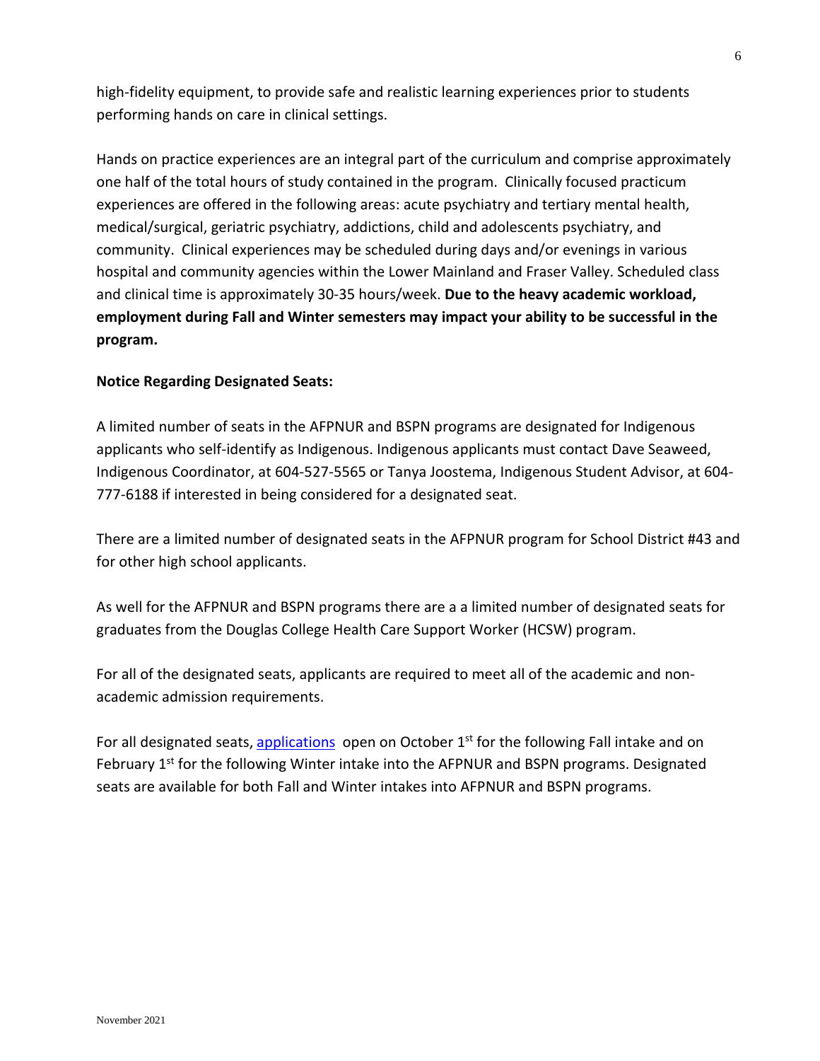high-fidelity equipment, to provide safe and realistic learning experiences prior to students performing hands on care in clinical settings.

Hands on practice experiences are an integral part of the curriculum and comprise approximately one half of the total hours of study contained in the program. Clinically focused practicum experiences are offered in the following areas: acute psychiatry and tertiary mental health, medical/surgical, geriatric psychiatry, addictions, child and adolescents psychiatry, and community. Clinical experiences may be scheduled during days and/or evenings in various hospital and community agencies within the Lower Mainland and Fraser Valley. Scheduled class and clinical time is approximately 30-35 hours/week. **Due to the heavy academic workload, employment during Fall and Winter semesters may impact your ability to be successful in the program.**

**Notice Regarding Designated Seats:**

A limited number of seats in the AFPNUR and BSPN programs are designated for Indigenous applicants who self-identify as Indigenous. Indigenous applicants must contact Dave Seaweed, Indigenous Coordinator, at 604-527-5565 or Tanya Joostema, Indigenous Student Advisor, at 604-777-6188 if interested in being considered for a designated seat.

There are a limited number of designated seats in the AFPNUR program for School District #43 and for other high school applicants.

As well for the AFPNUR and BSPN programs there are a a limited number of designated seats for graduates from the Douglas College Health Care Support Worker (HCSW) program.

For all of the designated seats, applicants are required to meet all of the academic and non-academic admission requirements.

For all designated seats, applications open on October 1st for the following Fall intake and on February 1st for the following Winter intake into the AFPNUR and BSPN programs. Designated seats are available for both Fall and Winter intakes into AFPNUR and BSPN programs.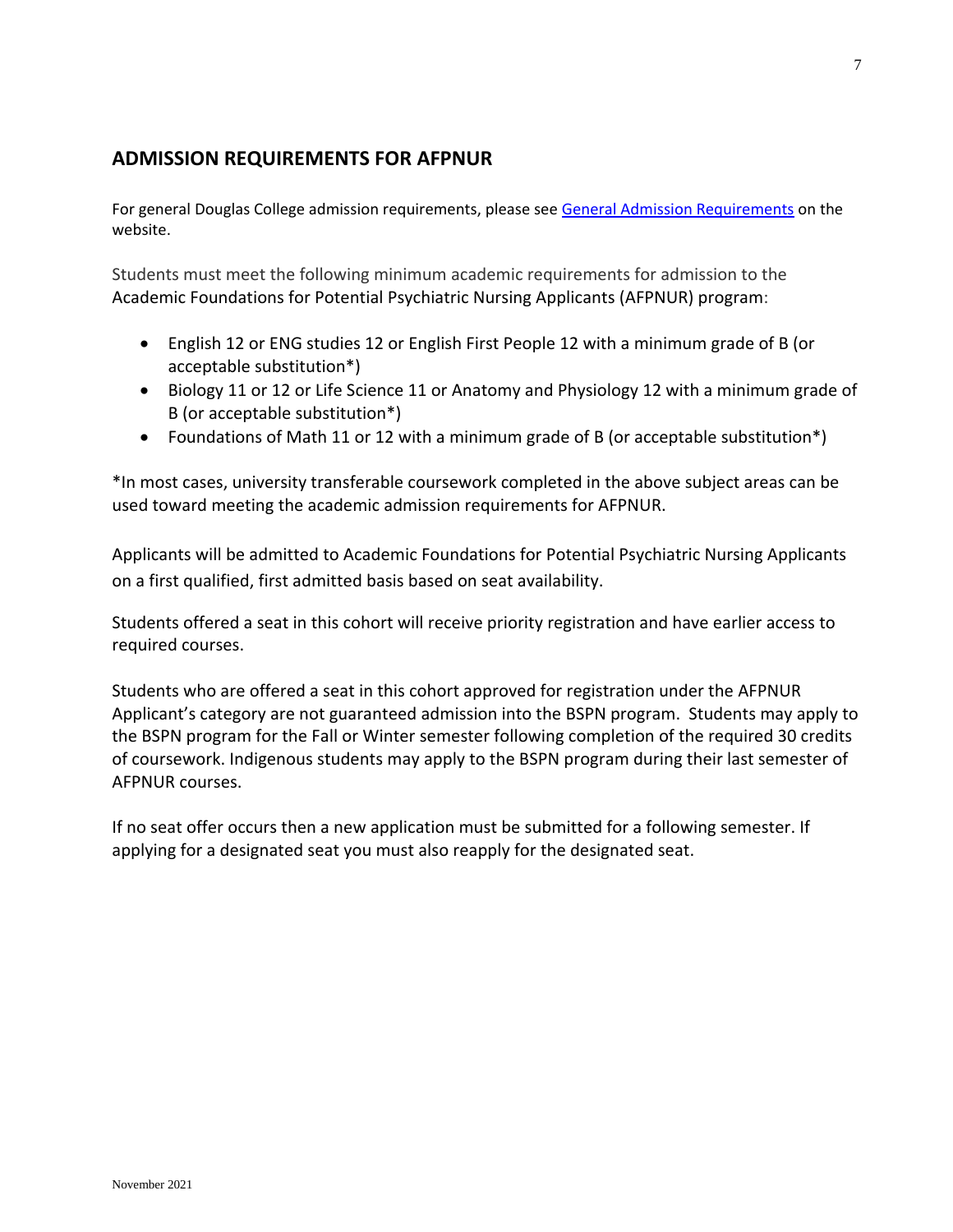## ADMISSION REQUIREMENTS FOR AFPNUR

For general Douglas College admission requirements, please see [General Admission Requirements]() on the website.

Students must meet the following minimum academic requirements for admission to the Academic Foundations for Potential Psychiatric Nursing Applicants (AFPNUR) program:

- English 12 or ENG studies 12 or English First People 12 with a minimum grade of B (or acceptable substitution*)
- Biology 11 or 12 or Life Science 11 or Anatomy and Physiology 12 with a minimum grade of B (or acceptable substitution*)
- Foundations of Math 11 or 12 with a minimum grade of B (or acceptable substitution*)

*In most cases, university transferable coursework completed in the above subject areas can be used toward meeting the academic admission requirements for AFPNUR.

Applicants will be admitted to Academic Foundations for Potential Psychiatric Nursing Applicants on a first qualified, first admitted basis based on seat availability.

Students offered a seat in this cohort will receive priority registration and have earlier access to required courses.

Students who are offered a seat in this cohort approved for registration under the AFPNUR Applicant's category are not guaranteed admission into the BSPN program. Students may apply to the BSPN program for the Fall or Winter semester following completion of the required 30 credits of coursework. Indigenous students may apply to the BSPN program during their last semester of AFPNUR courses.

If no seat offer occurs then a new application must be submitted for a following semester. If applying for a designated seat you must also reapply for the designated seat.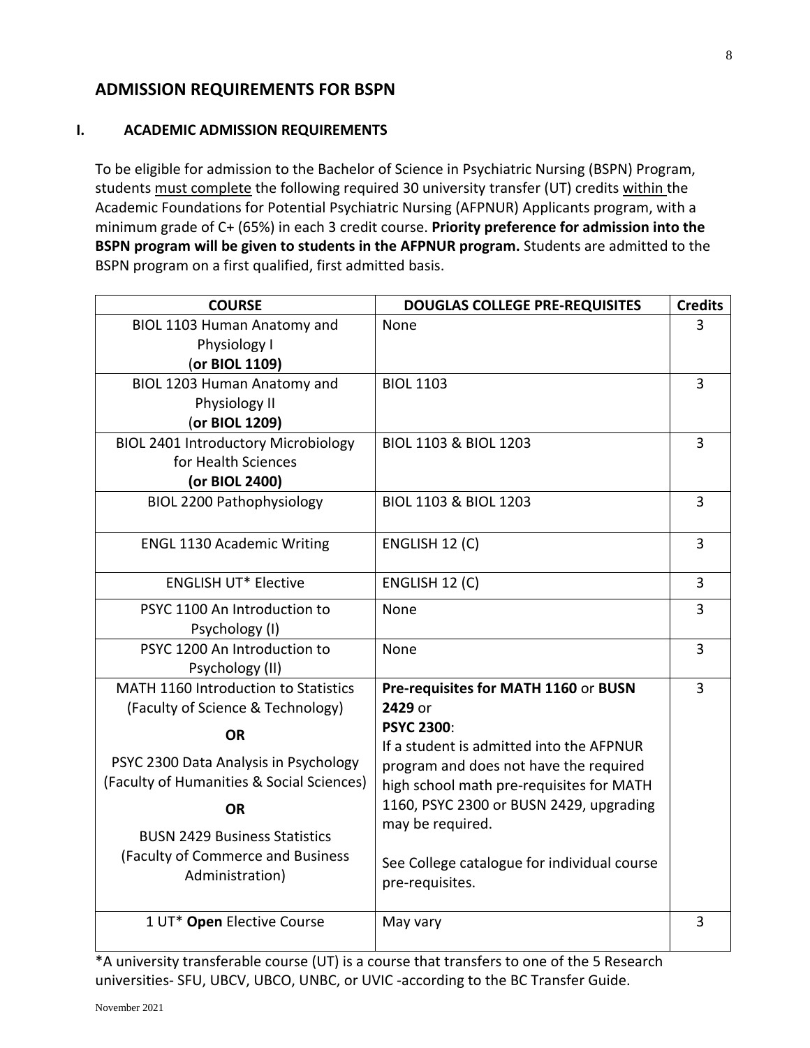## ADMISSION REQUIREMENTS FOR BSPN

### I. ACADEMIC ADMISSION REQUIREMENTS

To be eligible for admission to the Bachelor of Science in Psychiatric Nursing (BSPN) Program, students must complete the following required 30 university transfer (UT) credits within the Academic Foundations for Potential Psychiatric Nursing (AFPNUR) Applicants program, with a minimum grade of C+ (65%) in each 3 credit course. **Priority preference for admission into the BSPN program will be given to students in the AFPNUR program.** Students are admitted to the BSPN program on a first qualified, first admitted basis.

| COURSE | DOUGLAS COLLEGE PRE-REQUISITES | Credits |
|---|---|---|
| BIOL 1103 Human Anatomy and Physiology I (**or BIOL 1109)** | None | 3 |
| BIOL 1203 Human Anatomy and Physiology II (**or BIOL 1209)** | BIOL 1103 | 3 |
| BIOL 2401 Introductory Microbiology for Health Sciences **(or BIOL 2400)** | BIOL 1103 & BIOL 1203 | 3 |
| BIOL 2200 Pathophysiology | BIOL 1103 & BIOL 1203 | 3 |
| ENGL 1130 Academic Writing | ENGLISH 12 (C) | 3 |
| ENGLISH UT* Elective | ENGLISH 12 (C) | 3 |
| PSYC 1100 An Introduction to Psychology (I) | None | 3 |
| PSYC 1200 An Introduction to Psychology (II) | None | 3 |
| MATH 1160 Introduction to Statistics (Faculty of Science & Technology) **OR** PSYC 2300 Data Analysis in Psychology (Faculty of Humanities & Social Sciences) **OR** BUSN 2429 Business Statistics (Faculty of Commerce and Business Administration) | **Pre-requisites for MATH 1160** or **BUSN 2429** or **PSYC 2300**: If a student is admitted into the AFPNUR program and does not have the required high school math pre-requisites for MATH 1160, PSYC 2300 or BUSN 2429, upgrading may be required. See College catalogue for individual course pre-requisites. | 3 |
| 1 UT* **Open** Elective Course | May vary | 3 |

*A university transferable course (UT) is a course that transfers to one of the 5 Research universities- SFU, UBCV, UBCO, UNBC, or UVIC -according to the BC Transfer Guide.

November 2021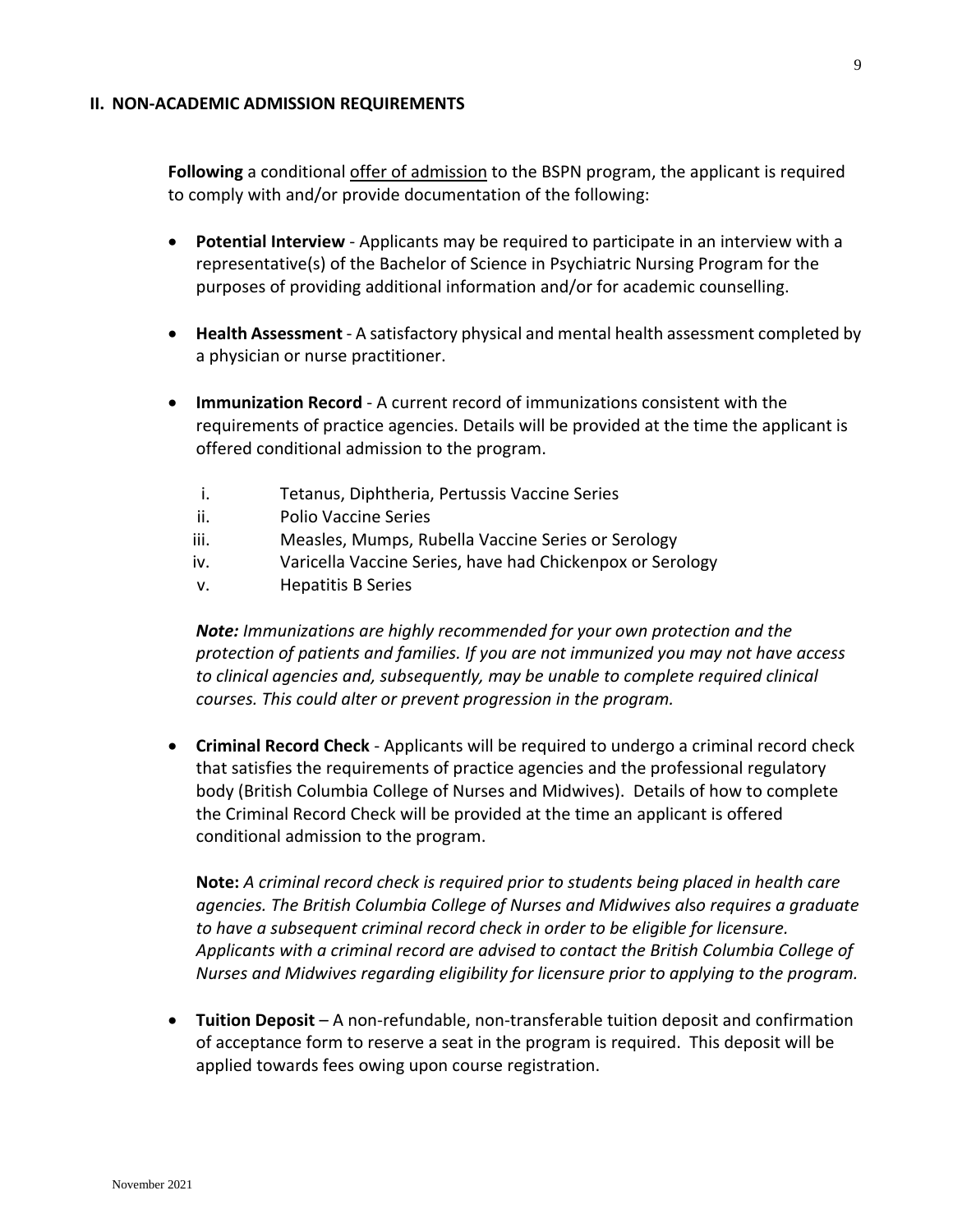## II. NON-ACADEMIC ADMISSION REQUIREMENTS

**Following** a conditional <u>offer of admission</u> to the BSPN program, the applicant is required to comply with and/or provide documentation of the following:

- **Potential Interview** - Applicants may be required to participate in an interview with a representative(s) of the Bachelor of Science in Psychiatric Nursing Program for the purposes of providing additional information and/or for academic counselling.

- **Health Assessment** - A satisfactory physical and mental health assessment completed by a physician or nurse practitioner.

- **Immunization Record** - A current record of immunizations consistent with the requirements of practice agencies. Details will be provided at the time the applicant is offered conditional admission to the program.

  i. Tetanus, Diphtheria, Pertussis Vaccine Series
  ii. Polio Vaccine Series
  iii. Measles, Mumps, Rubella Vaccine Series or Serology
  iv. Varicella Vaccine Series, have had Chickenpox or Serology
  v. Hepatitis B Series

  ***Note:*** *Immunizations are highly recommended for your own protection and the protection of patients and families. If you are not immunized you may not have access to clinical agencies and, subsequently, may be unable to complete required clinical courses. This could alter or prevent progression in the program.*

- **Criminal Record Check** - Applicants will be required to undergo a criminal record check that satisfies the requirements of practice agencies and the professional regulatory body (British Columbia College of Nurses and Midwives). Details of how to complete the Criminal Record Check will be provided at the time an applicant is offered conditional admission to the program.

  **Note:** *A criminal record check is required prior to students being placed in health care agencies. The British Columbia College of Nurses and Midwives also requires a graduate to have a subsequent criminal record check in order to be eligible for licensure. Applicants with a criminal record are advised to contact the British Columbia College of Nurses and Midwives regarding eligibility for licensure prior to applying to the program.*

- **Tuition Deposit** – A non-refundable, non-transferable tuition deposit and confirmation of acceptance form to reserve a seat in the program is required. This deposit will be applied towards fees owing upon course registration.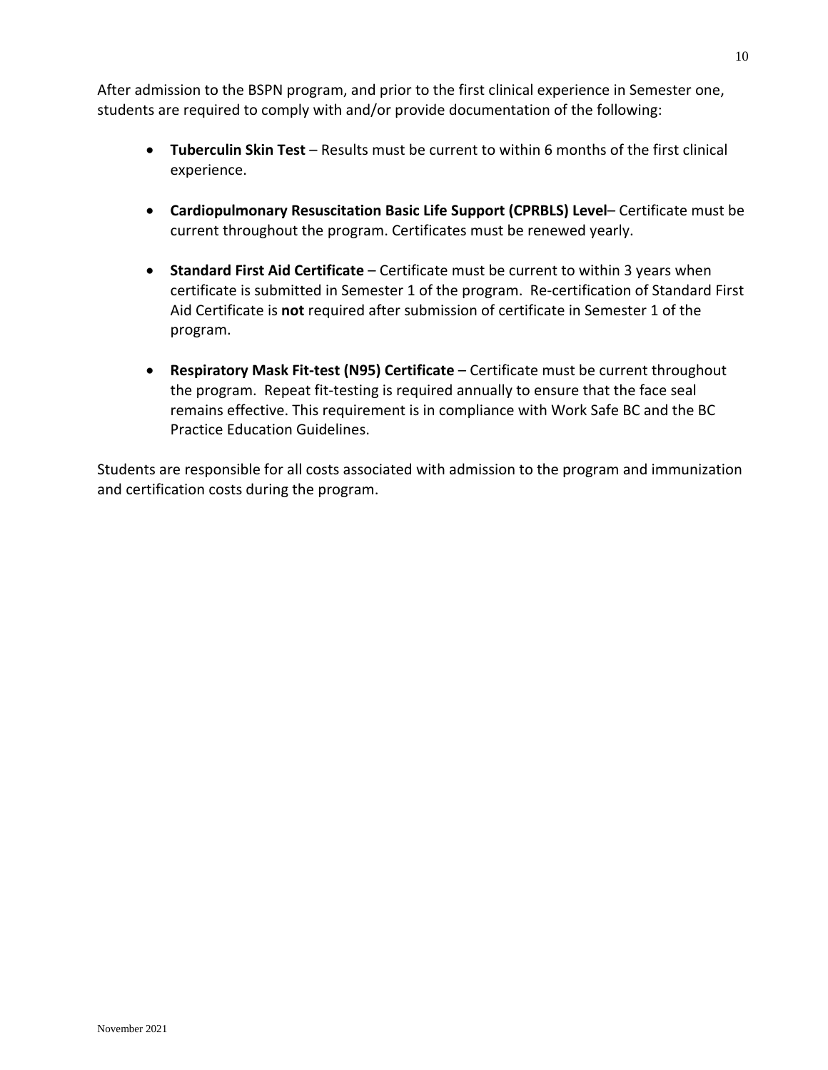After admission to the BSPN program, and prior to the first clinical experience in Semester one, students are required to comply with and/or provide documentation of the following:

- **Tuberculin Skin Test** – Results must be current to within 6 months of the first clinical experience.

- **Cardiopulmonary Resuscitation Basic Life Support (CPRBLS) Level**– Certificate must be current throughout the program. Certificates must be renewed yearly.

- **Standard First Aid Certificate** – Certificate must be current to within 3 years when certificate is submitted in Semester 1 of the program. Re-certification of Standard First Aid Certificate is **not** required after submission of certificate in Semester 1 of the program.

- **Respiratory Mask Fit-test (N95) Certificate** – Certificate must be current throughout the program. Repeat fit-testing is required annually to ensure that the face seal remains effective. This requirement is in compliance with Work Safe BC and the BC Practice Education Guidelines.

Students are responsible for all costs associated with admission to the program and immunization and certification costs during the program.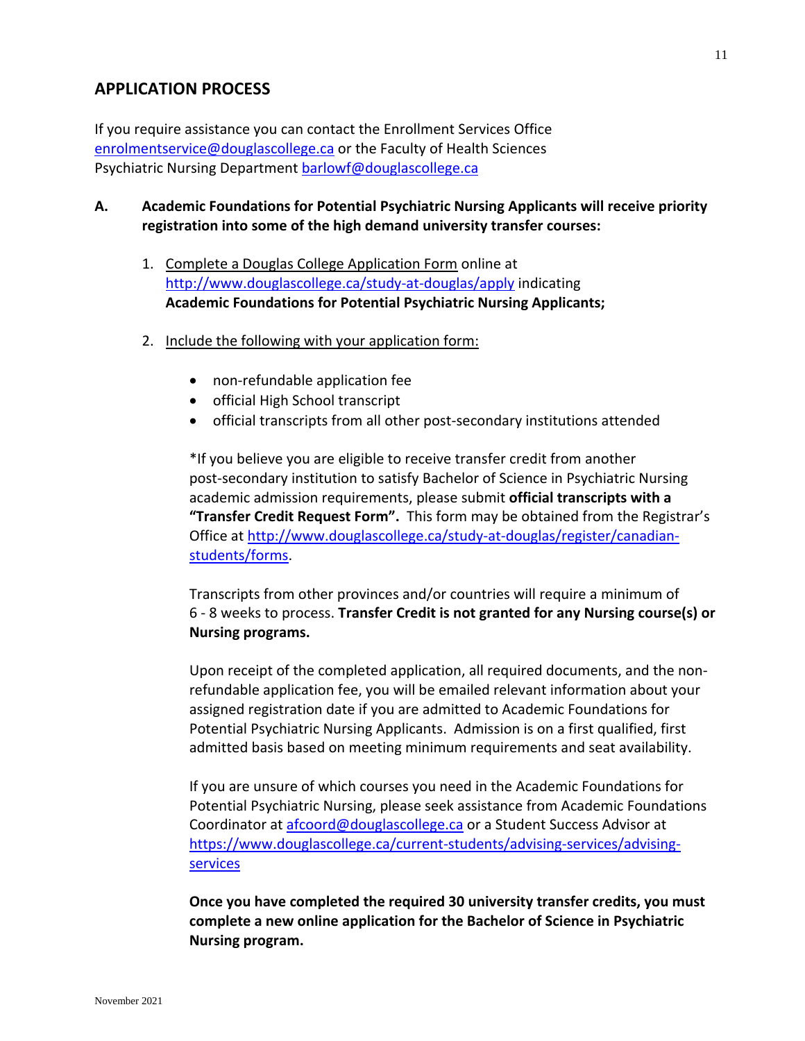## APPLICATION PROCESS

If you require assistance you can contact the Enrollment Services Office enrolmentservice@douglascollege.ca or the Faculty of Health Sciences Psychiatric Nursing Department barlowf@douglascollege.ca

**A. Academic Foundations for Potential Psychiatric Nursing Applicants will receive priority registration into some of the high demand university transfer courses:**

1. Complete a Douglas College Application Form online at http://www.douglascollege.ca/study-at-douglas/apply indicating **Academic Foundations for Potential Psychiatric Nursing Applicants;**

2. Include the following with your application form:

   - non-refundable application fee
   - official High School transcript
   - official transcripts from all other post-secondary institutions attended

   *If you believe you are eligible to receive transfer credit from another post-secondary institution to satisfy Bachelor of Science in Psychiatric Nursing academic admission requirements, please submit **official transcripts with a "Transfer Credit Request Form".** This form may be obtained from the Registrar's Office at http://www.douglascollege.ca/study-at-douglas/register/canadian-students/forms.

   Transcripts from other provinces and/or countries will require a minimum of 6 - 8 weeks to process. **Transfer Credit is not granted for any Nursing course(s) or Nursing programs.**

   Upon receipt of the completed application, all required documents, and the non-refundable application fee, you will be emailed relevant information about your assigned registration date if you are admitted to Academic Foundations for Potential Psychiatric Nursing Applicants. Admission is on a first qualified, first admitted basis based on meeting minimum requirements and seat availability.

   If you are unsure of which courses you need in the Academic Foundations for Potential Psychiatric Nursing, please seek assistance from Academic Foundations Coordinator at afcoord@douglascollege.ca or a Student Success Advisor at https://www.douglascollege.ca/current-students/advising-services/advising-services

   **Once you have completed the required 30 university transfer credits, you must complete a new online application for the Bachelor of Science in Psychiatric Nursing program.**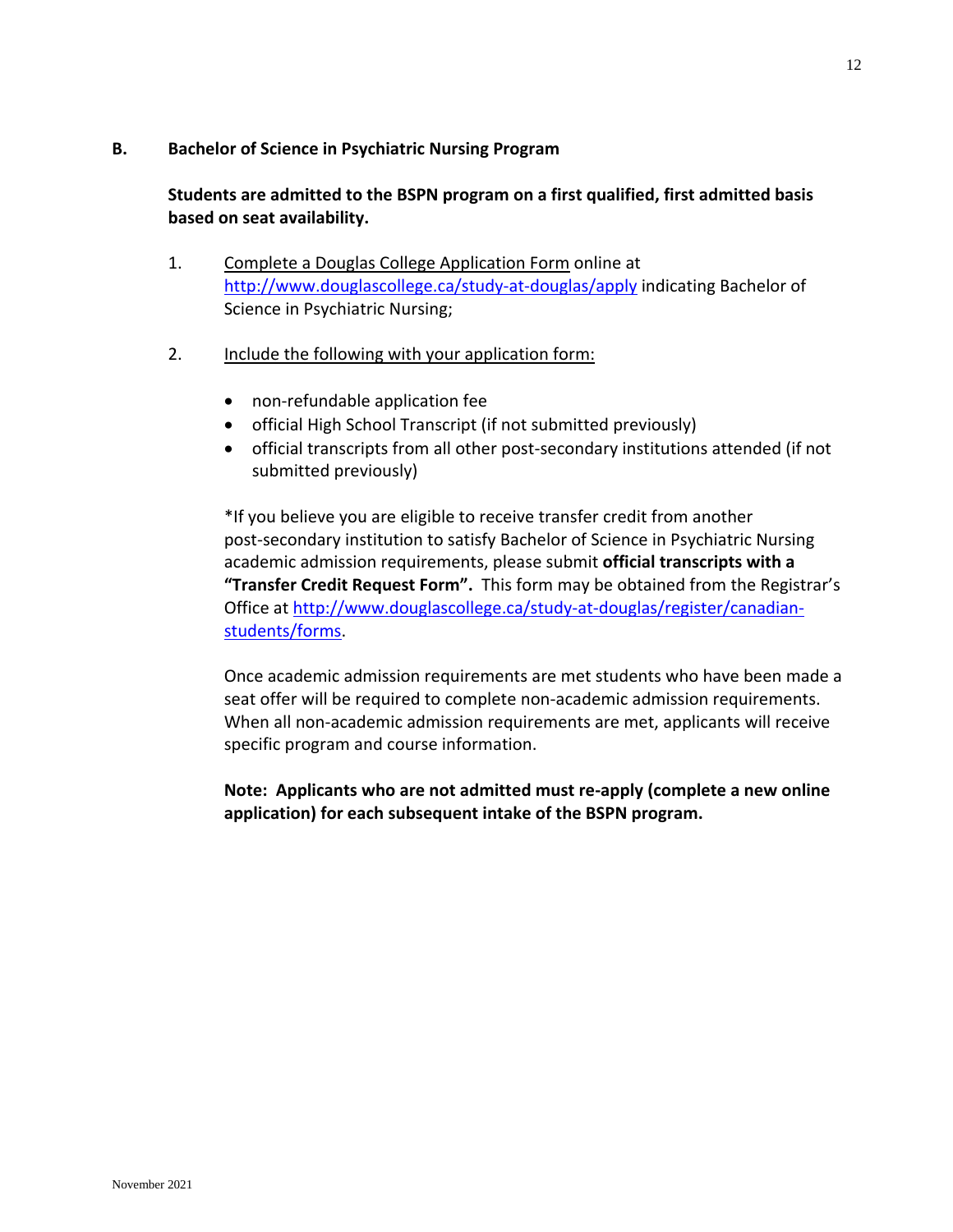## B. Bachelor of Science in Psychiatric Nursing Program

**Students are admitted to the BSPN program on a first qualified, first admitted basis based on seat availability.**

1. Complete a Douglas College Application Form online at http://www.douglascollege.ca/study-at-douglas/apply indicating Bachelor of Science in Psychiatric Nursing;

2. Include the following with your application form:

   - non-refundable application fee
   - official High School Transcript (if not submitted previously)
   - official transcripts from all other post-secondary institutions attended (if not submitted previously)

   *If you believe you are eligible to receive transfer credit from another post-secondary institution to satisfy Bachelor of Science in Psychiatric Nursing academic admission requirements, please submit **official transcripts with a "Transfer Credit Request Form".** This form may be obtained from the Registrar's Office at http://www.douglascollege.ca/study-at-douglas/register/canadian-students/forms.

   Once academic admission requirements are met students who have been made a seat offer will be required to complete non-academic admission requirements. When all non-academic admission requirements are met, applicants will receive specific program and course information.

   **Note: Applicants who are not admitted must re-apply (complete a new online application) for each subsequent intake of the BSPN program.**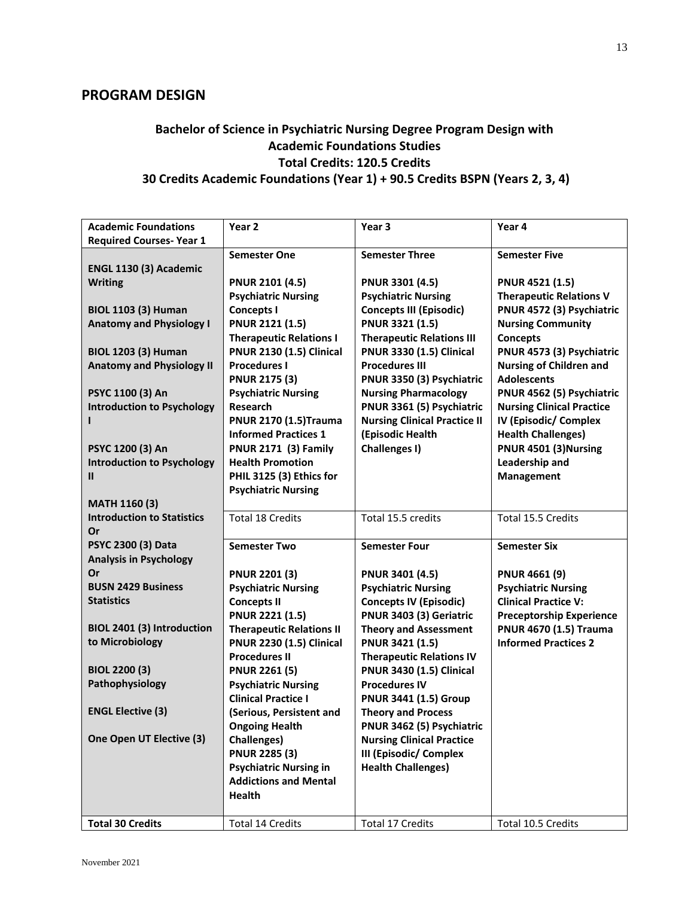## PROGRAM DESIGN

### Bachelor of Science in Psychiatric Nursing Degree Program Design with Academic Foundations Studies
### Total Credits: 120.5 Credits
### 30 Credits Academic Foundations (Year 1) + 90.5 Credits BSPN (Years 2, 3, 4)

| Academic Foundations Required Courses- Year 1 | Year 2 | Year 3 | Year 4 |
|---|---|---|---|
| **ENGL 1130 (3) Academic Writing**<br><br>**BIOL 1103 (3) Human Anatomy and Physiology I**<br><br>**BIOL 1203 (3) Human Anatomy and Physiology II**<br><br>**PSYC 1100 (3) An Introduction to Psychology I**<br><br>**PSYC 1200 (3) An Introduction to Psychology II**<br><br>**MATH 1160 (3) Introduction to Statistics Or PSYC 2300 (3) Data Analysis in Psychology Or BUSN 2429 Business Statistics**<br><br>**BIOL 2401 (3) Introduction to Microbiology**<br><br>**BIOL 2200 (3) Pathophysiology**<br><br>**ENGL Elective (3)**<br><br>**One Open UT Elective (3)** | **Semester One**<br><br>**PNUR 2101 (4.5) Psychiatric Nursing Concepts I**<br>**PNUR 2121 (1.5) Therapeutic Relations I**<br>**PNUR 2130 (1.5) Clinical Procedures I**<br>**PNUR 2175 (3) Psychiatric Nursing Research**<br>**PNUR 2170 (1.5)Trauma Informed Practices 1**<br>**PNUR 2171 (3) Family Health Promotion**<br>**PHIL 3125 (3) Ethics for Psychiatric Nursing** | **Semester Three**<br><br>**PNUR 3301 (4.5) Psychiatric Nursing Concepts III (Episodic)**<br>**PNUR 3321 (1.5) Therapeutic Relations III**<br>**PNUR 3330 (1.5) Clinical Procedures III**<br>**PNUR 3350 (3) Psychiatric Nursing Pharmacology**<br>**PNUR 3361 (5) Psychiatric Nursing Clinical Practice II (Episodic Health Challenges I)** | **Semester Five**<br><br>**PNUR 4521 (1.5) Therapeutic Relations V**<br>**PNUR 4572 (3) Psychiatric Nursing Community Concepts**<br>**PNUR 4573 (3) Psychiatric Nursing of Children and Adolescents**<br>**PNUR 4562 (5) Psychiatric Nursing Clinical Practice IV (Episodic/ Complex Health Challenges)**<br>**PNUR 4501 (3)Nursing Leadership and Management** |
| | Total 18 Credits | Total 15.5 credits | Total 15.5 Credits |
| | **Semester Two**<br><br>**PNUR 2201 (3) Psychiatric Nursing Concepts II**<br>**PNUR 2221 (1.5) Therapeutic Relations II**<br>**PNUR 2230 (1.5) Clinical Procedures II**<br>**PNUR 2261 (5) Psychiatric Nursing Clinical Practice I (Serious, Persistent and Ongoing Health Challenges)**<br>**PNUR 2285 (3) Psychiatric Nursing in Addictions and Mental Health** | **Semester Four**<br><br>**PNUR 3401 (4.5) Psychiatric Nursing Concepts IV (Episodic)**<br>**PNUR 3403 (3) Geriatric Theory and Assessment**<br>**PNUR 3421 (1.5) Therapeutic Relations IV**<br>**PNUR 3430 (1.5) Clinical Procedures IV**<br>**PNUR 3441 (1.5) Group Theory and Process**<br>**PNUR 3462 (5) Psychiatric Nursing Clinical Practice III (Episodic/ Complex Health Challenges)** | **Semester Six**<br><br>**PNUR 4661 (9) Psychiatric Nursing Clinical Practice V: Preceptorship Experience**<br>**PNUR 4670 (1.5) Trauma Informed Practices 2** |
| **Total 30 Credits** | Total 14 Credits | Total 17 Credits | Total 10.5 Credits |

November 2021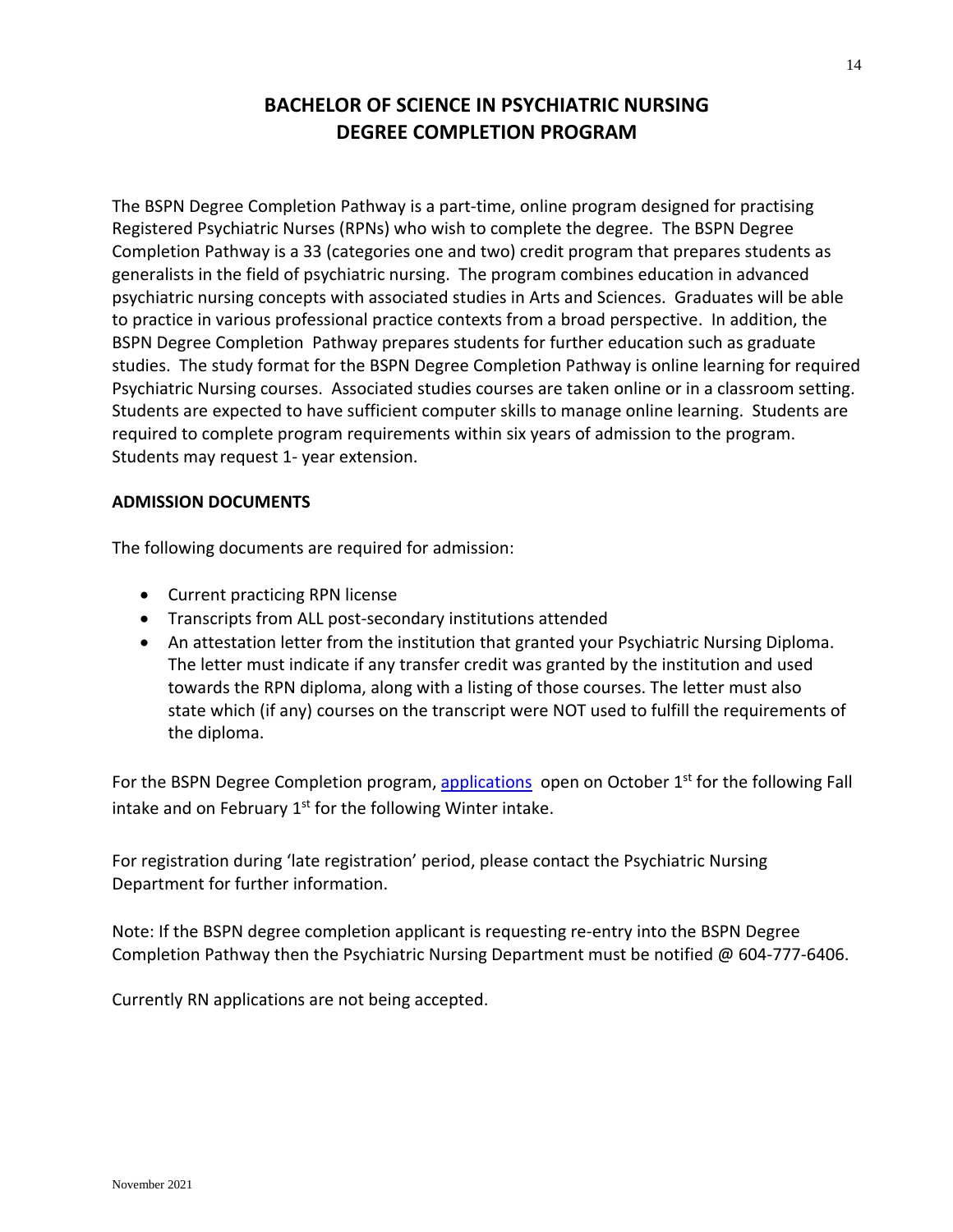# BACHELOR OF SCIENCE IN PSYCHIATRIC NURSING DEGREE COMPLETION PROGRAM

The BSPN Degree Completion Pathway is a part-time, online program designed for practising Registered Psychiatric Nurses (RPNs) who wish to complete the degree. The BSPN Degree Completion Pathway is a 33 (categories one and two) credit program that prepares students as generalists in the field of psychiatric nursing. The program combines education in advanced psychiatric nursing concepts with associated studies in Arts and Sciences. Graduates will be able to practice in various professional practice contexts from a broad perspective. In addition, the BSPN Degree Completion Pathway prepares students for further education such as graduate studies. The study format for the BSPN Degree Completion Pathway is online learning for required Psychiatric Nursing courses. Associated studies courses are taken online or in a classroom setting. Students are expected to have sufficient computer skills to manage online learning. Students are required to complete program requirements within six years of admission to the program. Students may request 1- year extension.

## ADMISSION DOCUMENTS

The following documents are required for admission:

- Current practicing RPN license
- Transcripts from ALL post-secondary institutions attended
- An attestation letter from the institution that granted your Psychiatric Nursing Diploma. The letter must indicate if any transfer credit was granted by the institution and used towards the RPN diploma, along with a listing of those courses. The letter must also state which (if any) courses on the transcript were NOT used to fulfill the requirements of the diploma.

For the BSPN Degree Completion program, applications open on October 1st for the following Fall intake and on February 1st for the following Winter intake.

For registration during 'late registration' period, please contact the Psychiatric Nursing Department for further information.

Note: If the BSPN degree completion applicant is requesting re-entry into the BSPN Degree Completion Pathway then the Psychiatric Nursing Department must be notified @ 604-777-6406.

Currently RN applications are not being accepted.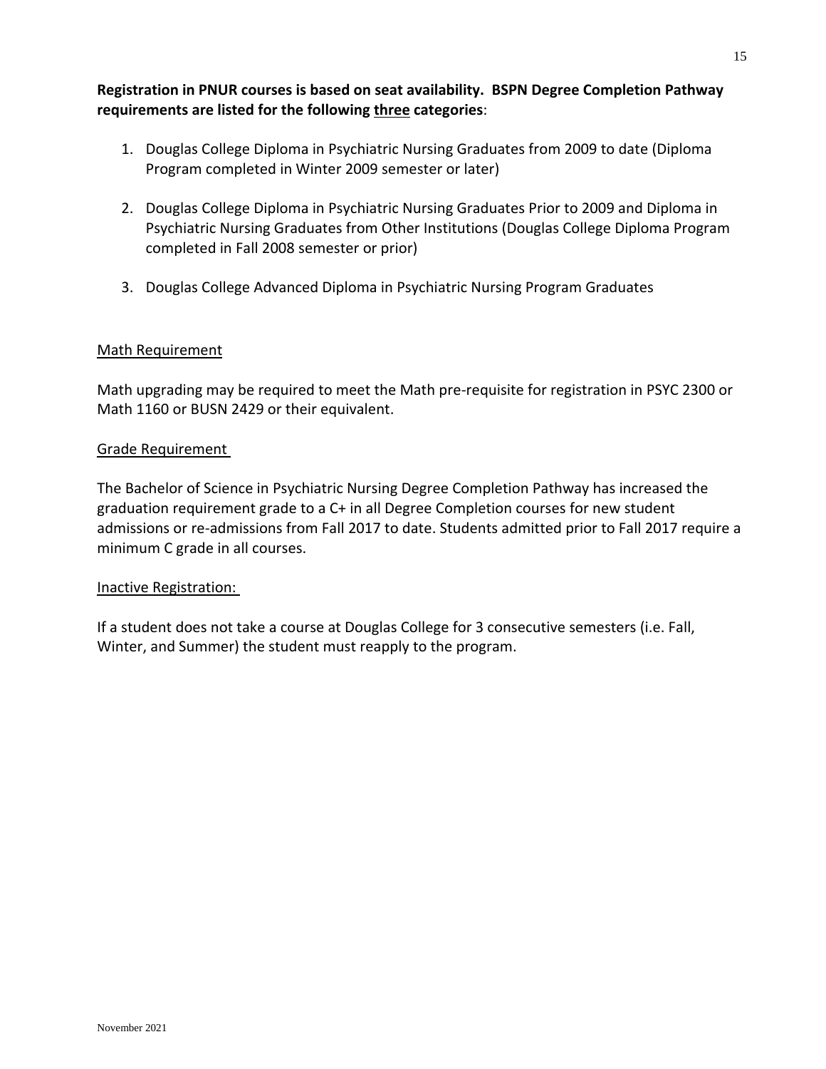**Registration in PNUR courses is based on seat availability. BSPN Degree Completion Pathway requirements are listed for the following <u>three</u> categories**:

1. Douglas College Diploma in Psychiatric Nursing Graduates from 2009 to date (Diploma Program completed in Winter 2009 semester or later)

2. Douglas College Diploma in Psychiatric Nursing Graduates Prior to 2009 and Diploma in Psychiatric Nursing Graduates from Other Institutions (Douglas College Diploma Program completed in Fall 2008 semester or prior)

3. Douglas College Advanced Diploma in Psychiatric Nursing Program Graduates

<u>Math Requirement</u>

Math upgrading may be required to meet the Math pre-requisite for registration in PSYC 2300 or Math 1160 or BUSN 2429 or their equivalent.

<u>Grade Requirement</u>

The Bachelor of Science in Psychiatric Nursing Degree Completion Pathway has increased the graduation requirement grade to a C+ in all Degree Completion courses for new student admissions or re-admissions from Fall 2017 to date. Students admitted prior to Fall 2017 require a minimum C grade in all courses.

<u>Inactive Registration:</u>

If a student does not take a course at Douglas College for 3 consecutive semesters (i.e. Fall, Winter, and Summer) the student must reapply to the program.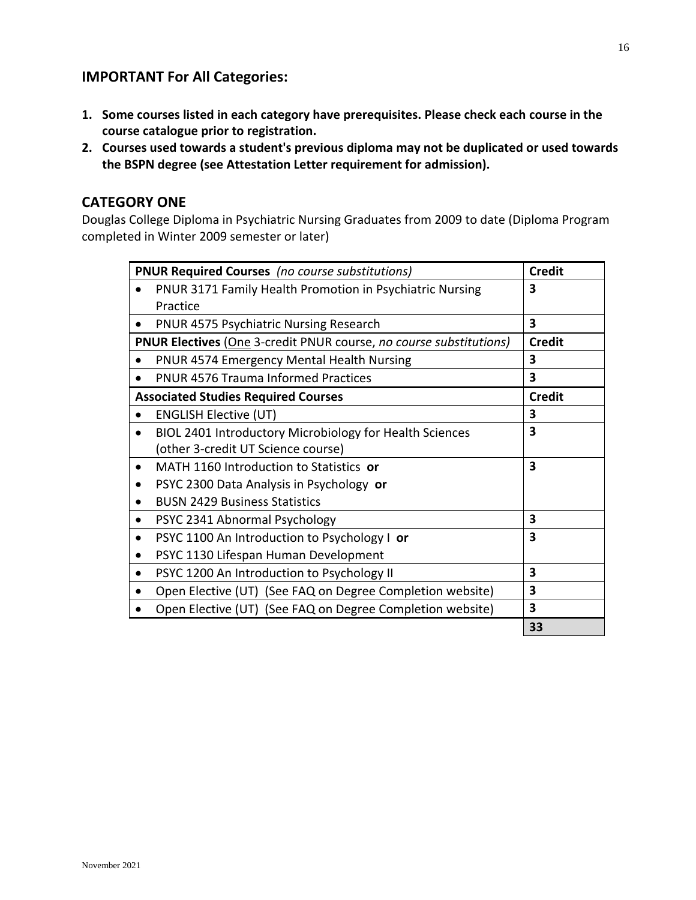## IMPORTANT For All Categories:

1. **Some courses listed in each category have prerequisites. Please check each course in the course catalogue prior to registration.**
2. **Courses used towards a student's previous diploma may not be duplicated or used towards the BSPN degree (see Attestation Letter requirement for admission).**

## CATEGORY ONE

Douglas College Diploma in Psychiatric Nursing Graduates from 2009 to date (Diploma Program completed in Winter 2009 semester or later)

| **PNUR Required Courses** *(no course substitutions)* | **Credit** |
|---|---|
| • PNUR 3171 Family Health Promotion in Psychiatric Nursing Practice | **3** |
| • PNUR 4575 Psychiatric Nursing Research | **3** |
| **PNUR Electives** (One 3-credit PNUR course, *no course substitutions)* | **Credit** |
| • PNUR 4574 Emergency Mental Health Nursing | **3** |
| • PNUR 4576 Trauma Informed Practices | **3** |
| **Associated Studies Required Courses** | **Credit** |
| • ENGLISH Elective (UT) | **3** |
| • BIOL 2401 Introductory Microbiology for Health Sciences (other 3-credit UT Science course) | **3** |
| • MATH 1160 Introduction to Statistics **or**<br>• PSYC 2300 Data Analysis in Psychology **or**<br>• BUSN 2429 Business Statistics | **3** |
| • PSYC 2341 Abnormal Psychology | **3** |
| • PSYC 1100 An Introduction to Psychology I **or**<br>• PSYC 1130 Lifespan Human Development | **3** |
| • PSYC 1200 An Introduction to Psychology II | **3** |
| • Open Elective (UT) (See FAQ on Degree Completion website) | **3** |
| • Open Elective (UT) (See FAQ on Degree Completion website) | **3** |
| | **33** |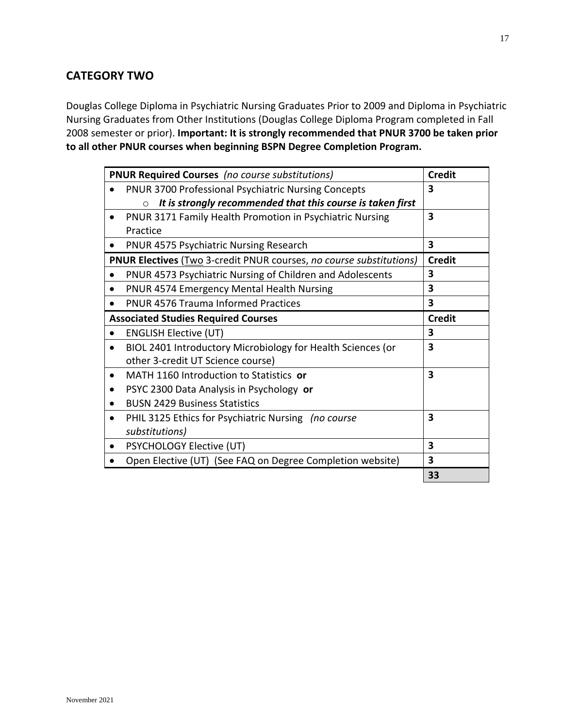## CATEGORY TWO

Douglas College Diploma in Psychiatric Nursing Graduates Prior to 2009 and Diploma in Psychiatric Nursing Graduates from Other Institutions (Douglas College Diploma Program completed in Fall 2008 semester or prior). **Important: It is strongly recommended that PNUR 3700 be taken prior to all other PNUR courses when beginning BSPN Degree Completion Program.**

| **PNUR Required Courses** *(no course substitutions)* | **Credit** |
|---|---|
| • PNUR 3700 Professional Psychiatric Nursing Concepts<br>  ○ ***It is strongly recommended that this course is taken first*** | **3** |
| • PNUR 3171 Family Health Promotion in Psychiatric Nursing Practice | **3** |
| • PNUR 4575 Psychiatric Nursing Research | **3** |
| **PNUR Electives** (Two 3-credit PNUR courses, *no course substitutions)* | **Credit** |
| • PNUR 4573 Psychiatric Nursing of Children and Adolescents | **3** |
| • PNUR 4574 Emergency Mental Health Nursing | **3** |
| • PNUR 4576 Trauma Informed Practices | **3** |
| **Associated Studies Required Courses** | **Credit** |
| • ENGLISH Elective (UT) | **3** |
| • BIOL 2401 Introductory Microbiology for Health Sciences (or other 3-credit UT Science course) | **3** |
| • MATH 1160 Introduction to Statistics **or**<br>• PSYC 2300 Data Analysis in Psychology **or**<br>• BUSN 2429 Business Statistics | **3** |
| • PHIL 3125 Ethics for Psychiatric Nursing *(no course substitutions)* | **3** |
| • PSYCHOLOGY Elective (UT) | **3** |
| • Open Elective (UT) (See FAQ on Degree Completion website) | **3** |
| | **33** |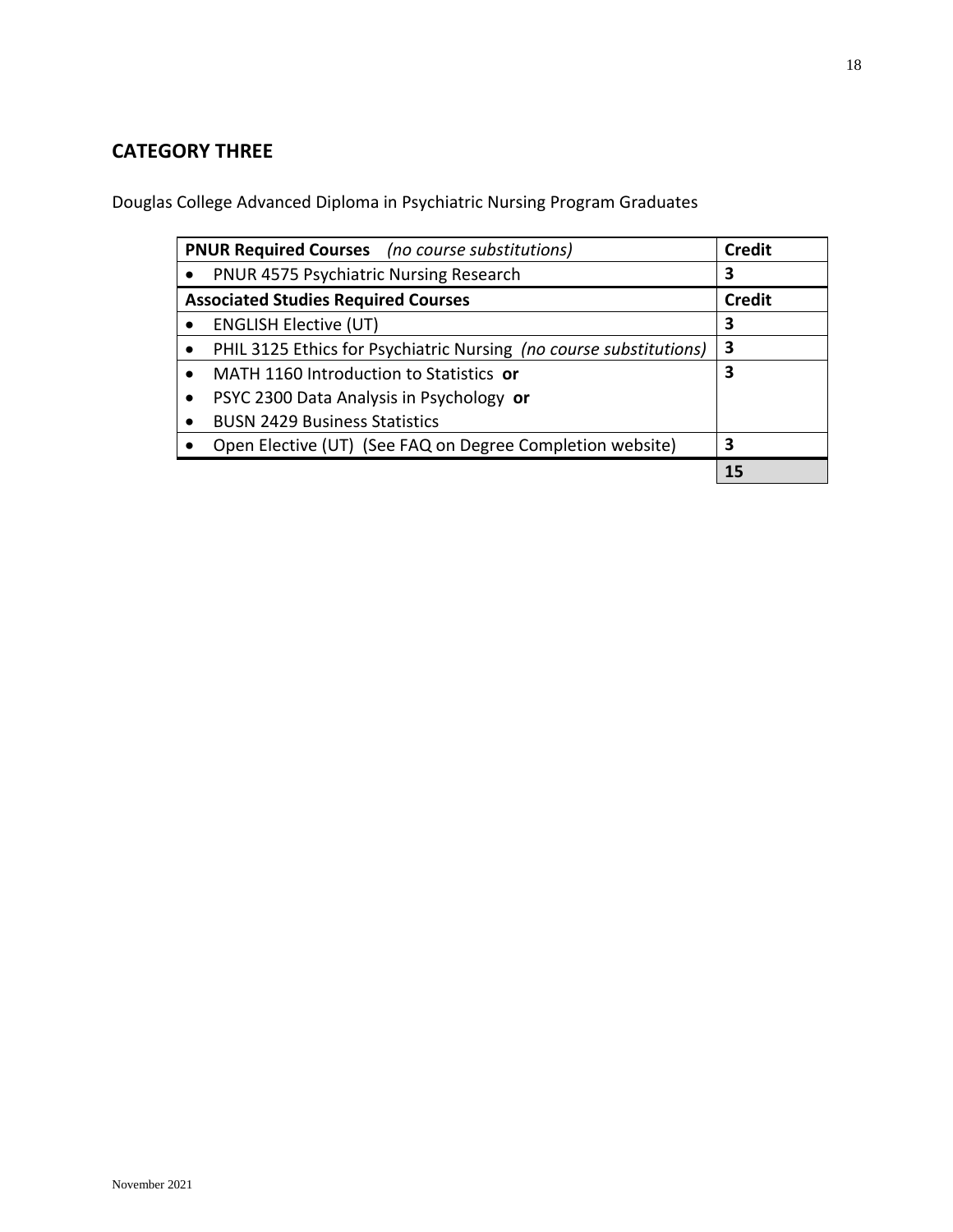## CATEGORY THREE

Douglas College Advanced Diploma in Psychiatric Nursing Program Graduates

| **PNUR Required Courses** *(no course substitutions)* | **Credit** |
|---|---|
| • PNUR 4575 Psychiatric Nursing Research | **3** |
| **Associated Studies Required Courses** | **Credit** |
| • ENGLISH Elective (UT) | **3** |
| • PHIL 3125 Ethics for Psychiatric Nursing *(no course substitutions)* | **3** |
| • MATH 1160 Introduction to Statistics **or**<br>• PSYC 2300 Data Analysis in Psychology **or**<br>• BUSN 2429 Business Statistics | **3** |
| • Open Elective (UT) (See FAQ on Degree Completion website) | **3** |
| | **15** |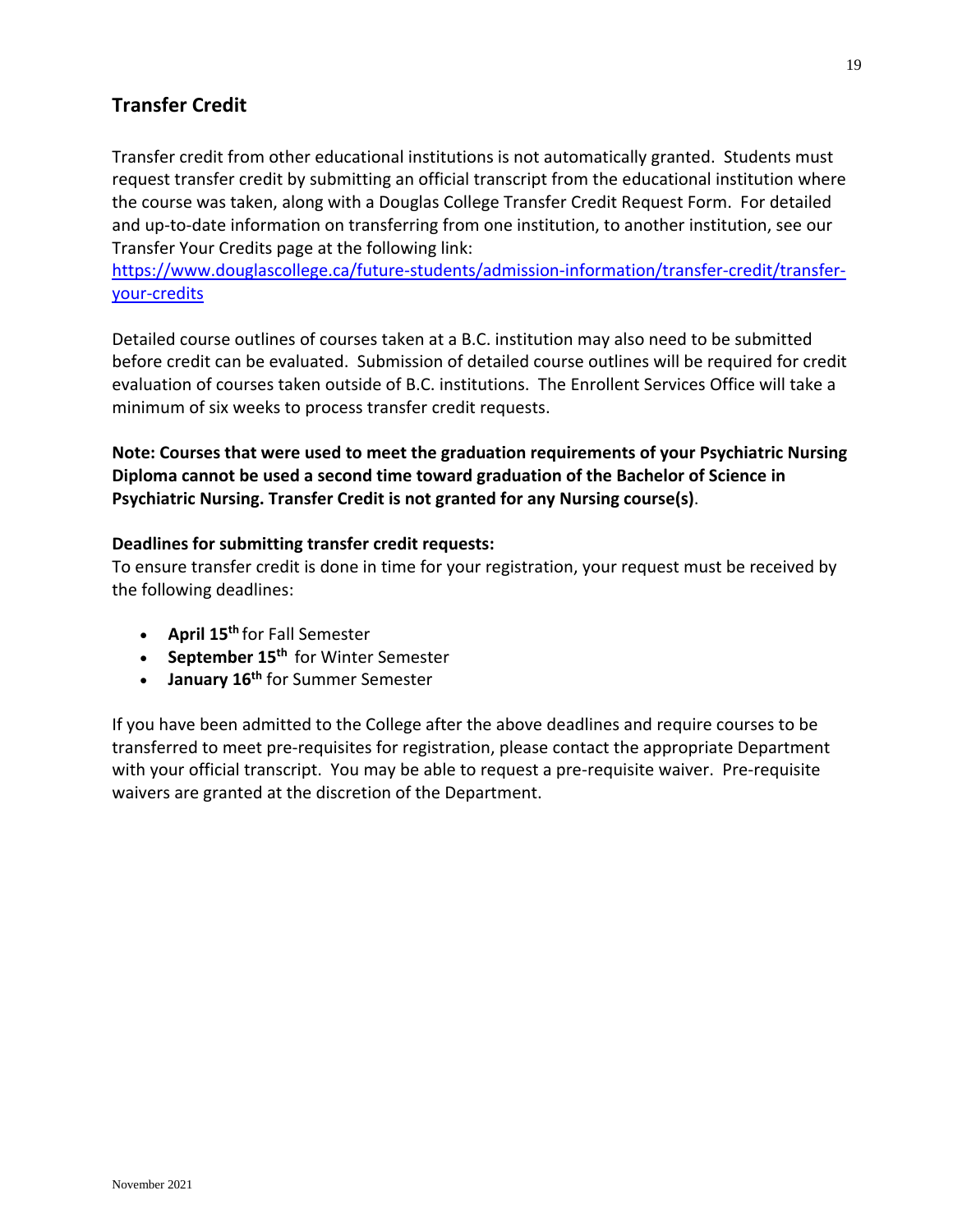## Transfer Credit

Transfer credit from other educational institutions is not automatically granted. Students must request transfer credit by submitting an official transcript from the educational institution where the course was taken, along with a Douglas College Transfer Credit Request Form. For detailed and up-to-date information on transferring from one institution, to another institution, see our Transfer Your Credits page at the following link: [https://www.douglascollege.ca/future-students/admission-information/transfer-credit/transfer-your-credits](https://www.douglascollege.ca/future-students/admission-information/transfer-credit/transfer-your-credits)

Detailed course outlines of courses taken at a B.C. institution may also need to be submitted before credit can be evaluated. Submission of detailed course outlines will be required for credit evaluation of courses taken outside of B.C. institutions. The Enrollent Services Office will take a minimum of six weeks to process transfer credit requests.

**Note: Courses that were used to meet the graduation requirements of your Psychiatric Nursing Diploma cannot be used a second time toward graduation of the Bachelor of Science in Psychiatric Nursing. Transfer Credit is not granted for any Nursing course(s)**.

**Deadlines for submitting transfer credit requests:**
To ensure transfer credit is done in time for your registration, your request must be received by the following deadlines:

- **April 15th** for Fall Semester
- **September 15th** for Winter Semester
- **January 16th** for Summer Semester

If you have been admitted to the College after the above deadlines and require courses to be transferred to meet pre-requisites for registration, please contact the appropriate Department with your official transcript. You may be able to request a pre-requisite waiver. Pre-requisite waivers are granted at the discretion of the Department.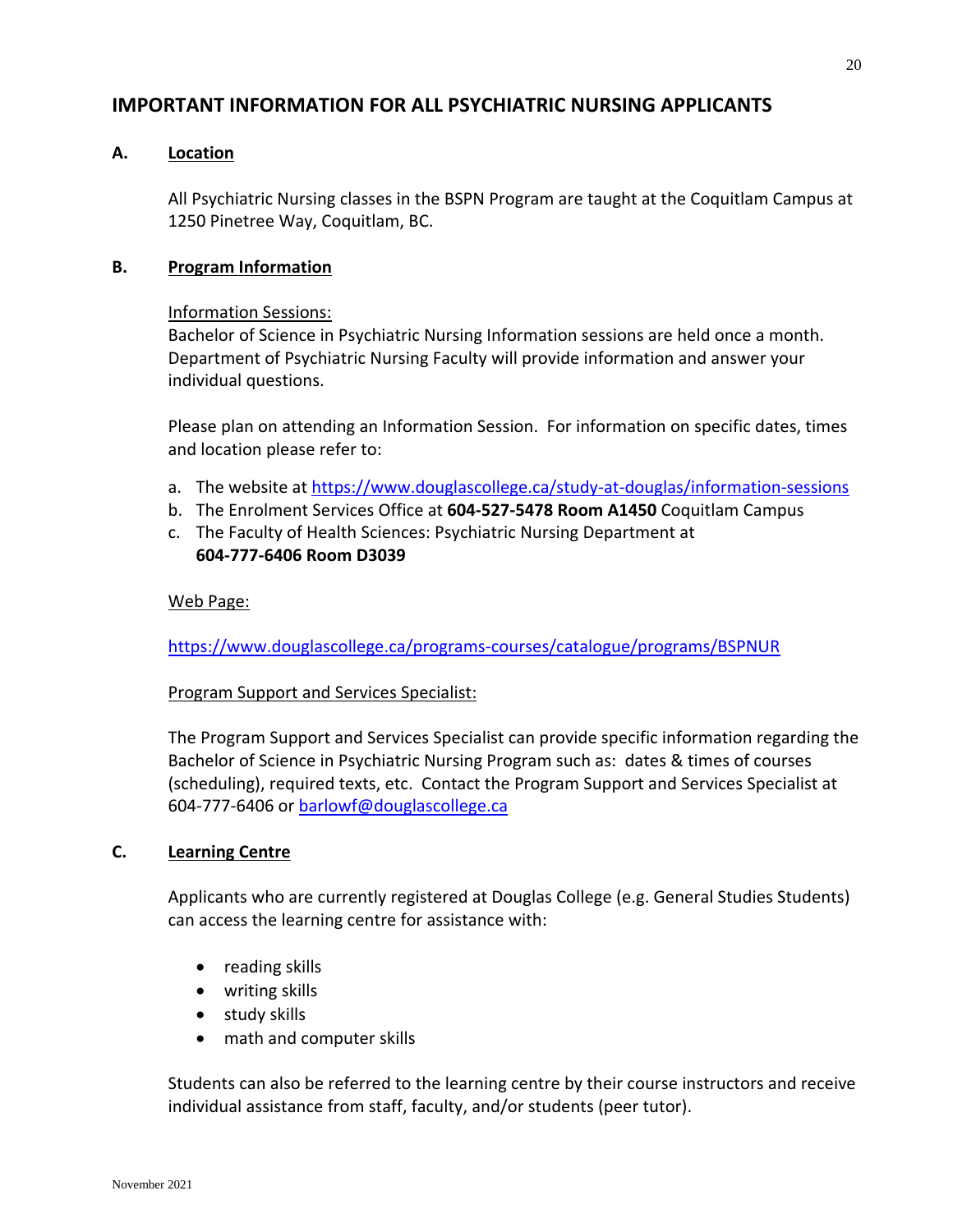## IMPORTANT INFORMATION FOR ALL PSYCHIATRIC NURSING APPLICANTS

### A. Location

All Psychiatric Nursing classes in the BSPN Program are taught at the Coquitlam Campus at 1250 Pinetree Way, Coquitlam, BC.

### B. Program Information

Information Sessions:

Bachelor of Science in Psychiatric Nursing Information sessions are held once a month. Department of Psychiatric Nursing Faculty will provide information and answer your individual questions.

Please plan on attending an Information Session. For information on specific dates, times and location please refer to:

a. The website at https://www.douglascollege.ca/study-at-douglas/information-sessions
b. The Enrolment Services Office at **604-527-5478 Room A1450** Coquitlam Campus
c. The Faculty of Health Sciences: Psychiatric Nursing Department at **604-777-6406 Room D3039**

Web Page:

https://www.douglascollege.ca/programs-courses/catalogue/programs/BSPNUR

Program Support and Services Specialist:

The Program Support and Services Specialist can provide specific information regarding the Bachelor of Science in Psychiatric Nursing Program such as: dates & times of courses (scheduling), required texts, etc. Contact the Program Support and Services Specialist at 604-777-6406 or barlowf@douglascollege.ca

### C. Learning Centre

Applicants who are currently registered at Douglas College (e.g. General Studies Students) can access the learning centre for assistance with:

- reading skills
- writing skills
- study skills
- math and computer skills

Students can also be referred to the learning centre by their course instructors and receive individual assistance from staff, faculty, and/or students (peer tutor).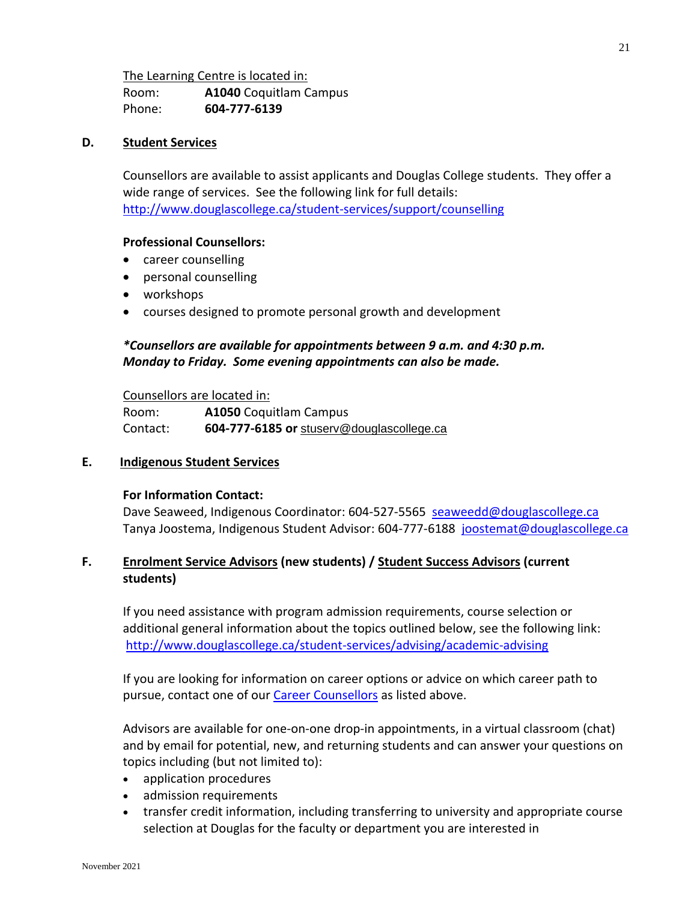The Learning Centre is located in:

Room: **A1040** Coquitlam Campus
Phone: **604-777-6139**

**D. Student Services**

Counsellors are available to assist applicants and Douglas College students. They offer a wide range of services. See the following link for full details: http://www.douglascollege.ca/student-services/support/counselling

**Professional Counsellors:**

- career counselling
- personal counselling
- workshops
- courses designed to promote personal growth and development

***Counsellors are available for appointments between 9 a.m. and 4:30 p.m. Monday to Friday. Some evening appointments can also be made.***

Counsellors are located in:

Room: **A1050** Coquitlam Campus
Contact: **604-777-6185 or** stuserv@douglascollege.ca

**E. Indigenous Student Services**

**For Information Contact:**

Dave Seaweed, Indigenous Coordinator: 604-527-5565 seaweedd@douglascollege.ca
Tanya Joostema, Indigenous Student Advisor: 604-777-6188 joostemat@douglascollege.ca

**F. Enrolment Service Advisors (new students) / Student Success Advisors (current students)**

If you need assistance with program admission requirements, course selection or additional general information about the topics outlined below, see the following link: http://www.douglascollege.ca/student-services/advising/academic-advising

If you are looking for information on career options or advice on which career path to pursue, contact one of our Career Counsellors as listed above.

Advisors are available for one-on-one drop-in appointments, in a virtual classroom (chat) and by email for potential, new, and returning students and can answer your questions on topics including (but not limited to):

- application procedures
- admission requirements
- transfer credit information, including transferring to university and appropriate course selection at Douglas for the faculty or department you are interested in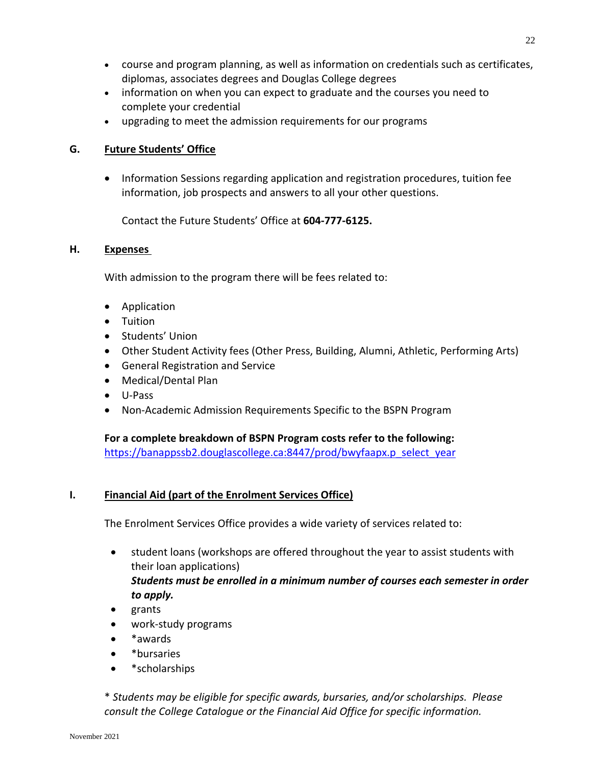- course and program planning, as well as information on credentials such as certificates, diplomas, associates degrees and Douglas College degrees
- information on when you can expect to graduate and the courses you need to complete your credential
- upgrading to meet the admission requirements for our programs

### G. Future Students' Office

- Information Sessions regarding application and registration procedures, tuition fee information, job prospects and answers to all your other questions.

  Contact the Future Students' Office at **604-777-6125.**

### H. Expenses

With admission to the program there will be fees related to:

- Application
- Tuition
- Students' Union
- Other Student Activity fees (Other Press, Building, Alumni, Athletic, Performing Arts)
- General Registration and Service
- Medical/Dental Plan
- U-Pass
- Non-Academic Admission Requirements Specific to the BSPN Program

**For a complete breakdown of BSPN Program costs refer to the following:**
https://banappssb2.douglascollege.ca:8447/prod/bwyfaapx.p_select_year

### I. Financial Aid (part of the Enrolment Services Office)

The Enrolment Services Office provides a wide variety of services related to:

- student loans (workshops are offered throughout the year to assist students with their loan applications)
  ***Students must be enrolled in a minimum number of courses each semester in order to apply.***
- grants
- work-study programs
- *awards
- *bursaries
- *scholarships

\* *Students may be eligible for specific awards, bursaries, and/or scholarships. Please consult the College Catalogue or the Financial Aid Office for specific information.*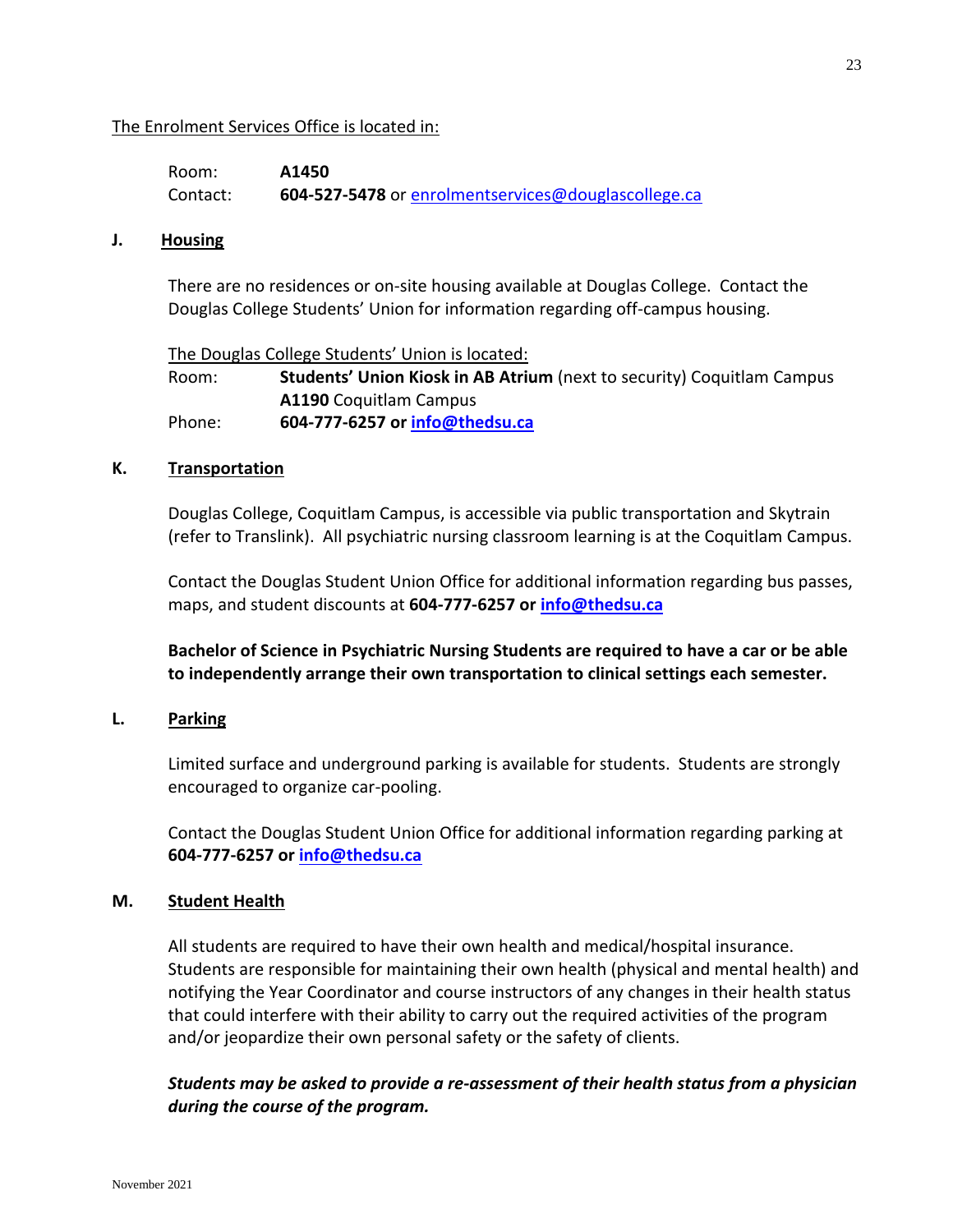The Enrolment Services Office is located in:

Room: **A1450**
Contact: **604-527-5478** or enrolmentservices@douglascollege.ca

### J. Housing

There are no residences or on-site housing available at Douglas College. Contact the Douglas College Students' Union for information regarding off-campus housing.

The Douglas College Students' Union is located:
Room: **Students' Union Kiosk in AB Atrium** (next to security) Coquitlam Campus
**A1190** Coquitlam Campus
Phone: **604-777-6257 or info@thedsu.ca**

### K. Transportation

Douglas College, Coquitlam Campus, is accessible via public transportation and Skytrain (refer to Translink). All psychiatric nursing classroom learning is at the Coquitlam Campus.

Contact the Douglas Student Union Office for additional information regarding bus passes, maps, and student discounts at **604-777-6257 or info@thedsu.ca**

**Bachelor of Science in Psychiatric Nursing Students are required to have a car or be able to independently arrange their own transportation to clinical settings each semester.**

### L. Parking

Limited surface and underground parking is available for students. Students are strongly encouraged to organize car-pooling.

Contact the Douglas Student Union Office for additional information regarding parking at **604-777-6257 or info@thedsu.ca**

### M. Student Health

All students are required to have their own health and medical/hospital insurance. Students are responsible for maintaining their own health (physical and mental health) and notifying the Year Coordinator and course instructors of any changes in their health status that could interfere with their ability to carry out the required activities of the program and/or jeopardize their own personal safety or the safety of clients.

***Students may be asked to provide a re-assessment of their health status from a physician during the course of the program.***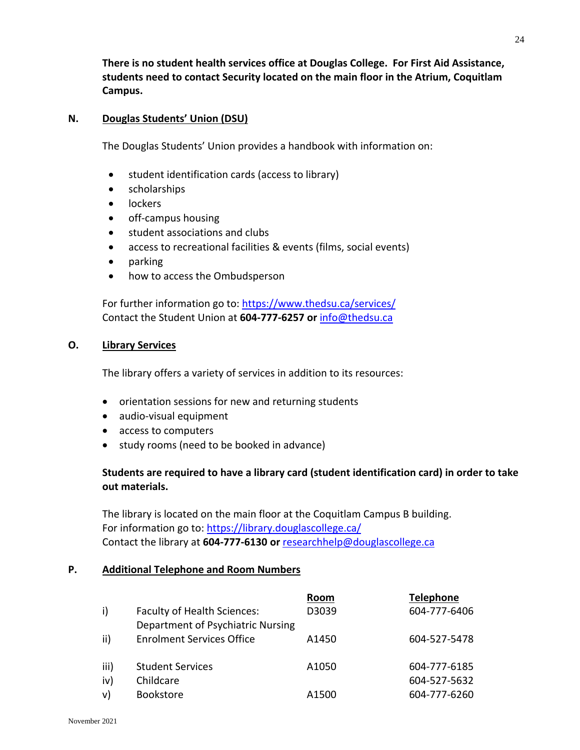**There is no student health services office at Douglas College. For First Aid Assistance, students need to contact Security located on the main floor in the Atrium, Coquitlam Campus.**

## N. Douglas Students' Union (DSU)

The Douglas Students' Union provides a handbook with information on:

- student identification cards (access to library)
- scholarships
- lockers
- off-campus housing
- student associations and clubs
- access to recreational facilities & events (films, social events)
- parking
- how to access the Ombudsperson

For further information go to: https://www.thedsu.ca/services/
Contact the Student Union at **604-777-6257 or** info@thedsu.ca

## O. Library Services

The library offers a variety of services in addition to its resources:

- orientation sessions for new and returning students
- audio-visual equipment
- access to computers
- study rooms (need to be booked in advance)

**Students are required to have a library card (student identification card) in order to take out materials.**

The library is located on the main floor at the Coquitlam Campus B building.
For information go to: https://library.douglascollege.ca/
Contact the library at **604-777-6130 or** researchhelp@douglascollege.ca

## P. Additional Telephone and Room Numbers

| | | Room | Telephone |
|---|---|---|---|
| i) | Faculty of Health Sciences: Department of Psychiatric Nursing | D3039 | 604-777-6406 |
| ii) | Enrolment Services Office | A1450 | 604-527-5478 |
| iii) | Student Services | A1050 | 604-777-6185 |
| iv) | Childcare | | 604-527-5632 |
| v) | Bookstore | A1500 | 604-777-6260 |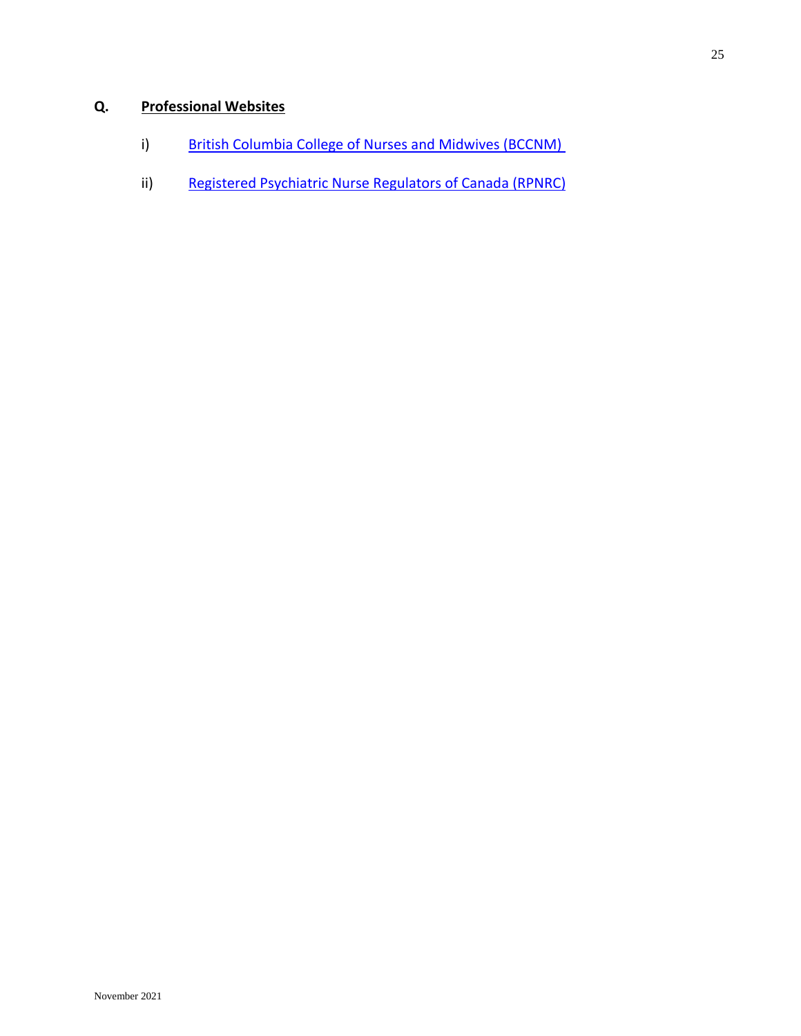## Q. Professional Websites

i) British Columbia College of Nurses and Midwives (BCCNM)

ii) Registered Psychiatric Nurse Regulators of Canada (RPNRC)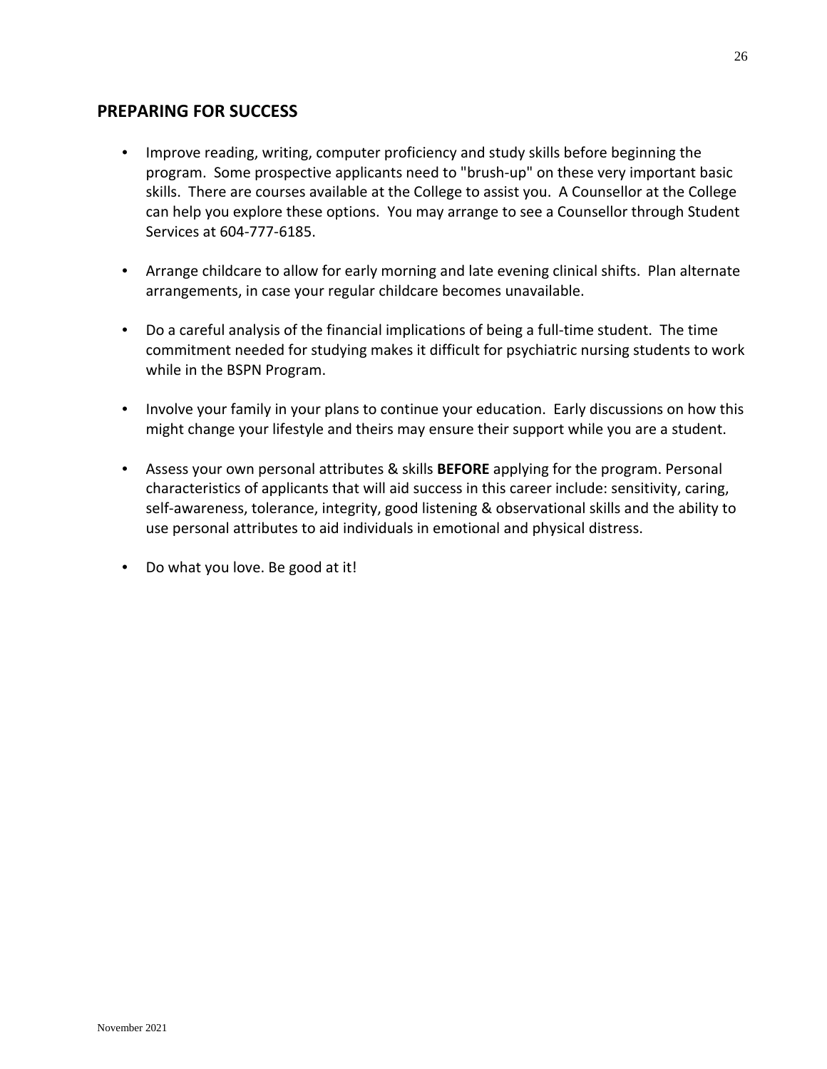## PREPARING FOR SUCCESS

- Improve reading, writing, computer proficiency and study skills before beginning the program. Some prospective applicants need to "brush-up" on these very important basic skills. There are courses available at the College to assist you. A Counsellor at the College can help you explore these options. You may arrange to see a Counsellor through Student Services at 604-777-6185.

- Arrange childcare to allow for early morning and late evening clinical shifts. Plan alternate arrangements, in case your regular childcare becomes unavailable.

- Do a careful analysis of the financial implications of being a full-time student. The time commitment needed for studying makes it difficult for psychiatric nursing students to work while in the BSPN Program.

- Involve your family in your plans to continue your education. Early discussions on how this might change your lifestyle and theirs may ensure their support while you are a student.

- Assess your own personal attributes & skills **BEFORE** applying for the program. Personal characteristics of applicants that will aid success in this career include: sensitivity, caring, self-awareness, tolerance, integrity, good listening & observational skills and the ability to use personal attributes to aid individuals in emotional and physical distress.

- Do what you love. Be good at it!